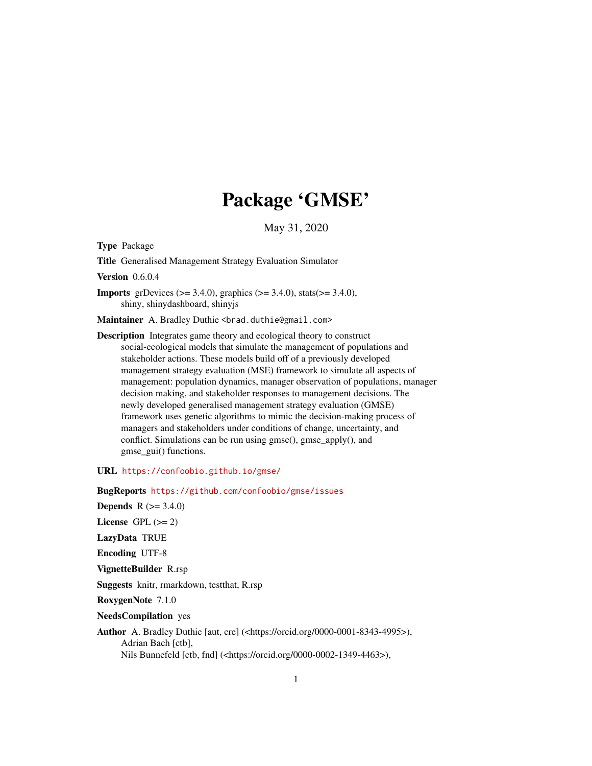# Package 'GMSE'

May 31, 2020

**Type** Package

**Title** Generalised Management Strategy Evaluation Simulator

**Version** 0.6.0.4

**Imports** grDevices (>= 3.4.0), graphics (>= 3.4.0), stats(>= 3.4.0), shiny, shinydashboard, shinyjs

**Maintainer** A. Bradley Duthie <brad.duthie@gmail.com>

**Description** Integrates game theory and ecological theory to construct social-ecological models that simulate the management of populations and stakeholder actions. These models build off of a previously developed management strategy evaluation (MSE) framework to simulate all aspects of management: population dynamics, manager observation of populations, manager decision making, and stakeholder responses to management decisions. The newly developed generalised management strategy evaluation (GMSE) framework uses genetic algorithms to mimic the decision-making process of managers and stakeholders under conditions of change, uncertainty, and conflict. Simulations can be run using gmse(), gmse_apply(), and gmse_gui() functions.

**URL** https://confoobio.github.io/gmse/

**BugReports** https://github.com/confoobio/gmse/issues

**Depends** R (>= 3.4.0)

**License** GPL (>= 2)

**LazyData** TRUE

**Encoding** UTF-8

**VignetteBuilder** R.rsp

**Suggests** knitr, rmarkdown, testthat, R.rsp

**RoxygenNote** 7.1.0

**NeedsCompilation** yes

**Author** A. Bradley Duthie [aut, cre] (<https://orcid.org/0000-0001-8343-4995>), Adrian Bach [ctb], Nils Bunnefeld [ctb, fnd] (<https://orcid.org/0000-0002-1349-4463>),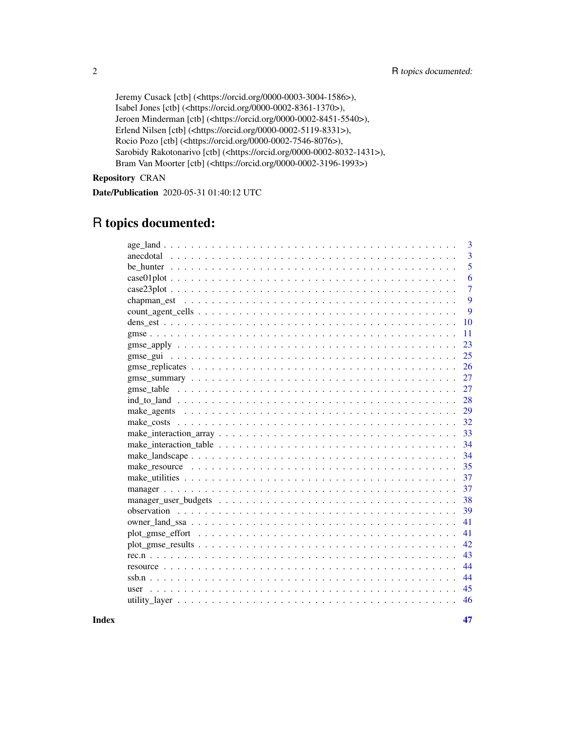Jeremy Cusack [ctb] (<https://orcid.org/0000-0003-3004-1586>),
Isabel Jones [ctb] (<https://orcid.org/0000-0002-8361-1370>),
Jeroen Minderman [ctb] (<https://orcid.org/0000-0002-8451-5540>),
Erlend Nilsen [ctb] (<https://orcid.org/0000-0002-5119-8331>),
Rocio Pozo [ctb] (<https://orcid.org/0000-0002-7546-8076>),
Sarobidy Rakotonarivo [ctb] (<https://orcid.org/0000-0002-8032-1431>),
Bram Van Moorter [ctb] (<https://orcid.org/0000-0002-3196-1993>)

**Repository** CRAN

**Date/Publication** 2020-05-31 01:40:12 UTC

# R topics documented:

| | |
|---|---|
| age_land | 3 |
| anecdotal | 3 |
| be_hunter | 5 |
| case01plot | 6 |
| case23plot | 7 |
| chapman_est | 9 |
| count_agent_cells | 9 |
| dens_est | 10 |
| gmse | 11 |
| gmse_apply | 23 |
| gmse_gui | 25 |
| gmse_replicates | 26 |
| gmse_summary | 27 |
| gmse_table | 27 |
| ind_to_land | 28 |
| make_agents | 29 |
| make_costs | 32 |
| make_interaction_array | 33 |
| make_interaction_table | 34 |
| make_landscape | 34 |
| make_resource | 35 |
| make_utilities | 37 |
| manager | 37 |
| manager_user_budgets | 38 |
| observation | 39 |
| owner_land_ssa | 41 |
| plot_gmse_effort | 41 |
| plot_gmse_results | 42 |
| rec.n | 43 |
| resource | 44 |
| ssb.n | 44 |
| user | 45 |
| utility_layer | 46 |

**Index** **47**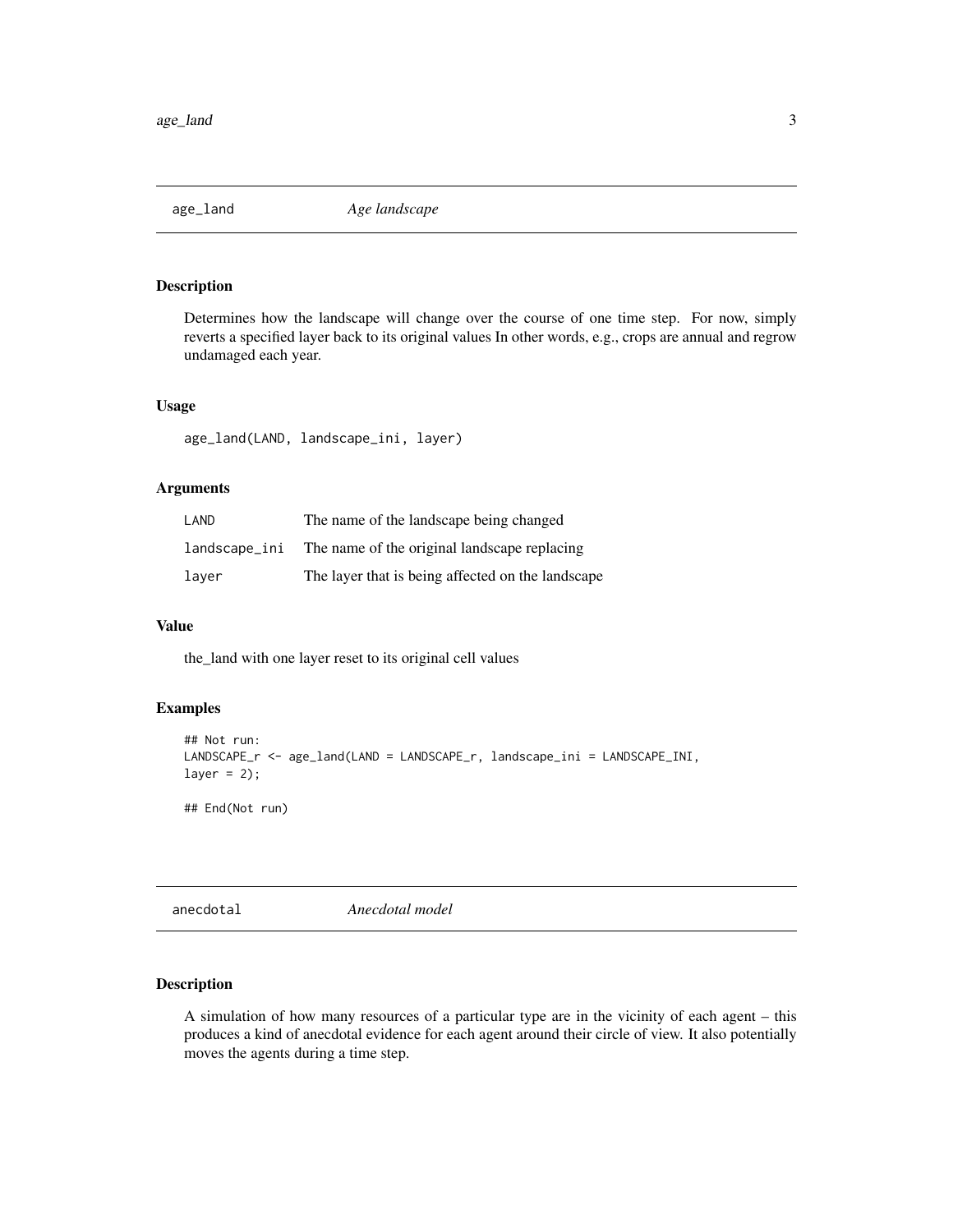## age_land *Age landscape*

### Description

Determines how the landscape will change over the course of one time step. For now, simply reverts a specified layer back to its original values In other words, e.g., crops are annual and regrow undamaged each year.

### Usage

```
age_land(LAND, landscape_ini, layer)
```

### Arguments

| | |
|---|---|
| LAND | The name of the landscape being changed |
| landscape_ini | The name of the original landscape replacing |
| layer | The layer that is being affected on the landscape |

### Value

the_land with one layer reset to its original cell values

### Examples

```
## Not run:
LANDSCAPE_r <- age_land(LAND = LANDSCAPE_r, landscape_ini = LANDSCAPE_INI,
layer = 2);

## End(Not run)
```

## anecdotal *Anecdotal model*

### Description

A simulation of how many resources of a particular type are in the vicinity of each agent – this produces a kind of anecdotal evidence for each agent around their circle of view. It also potentially moves the agents during a time step.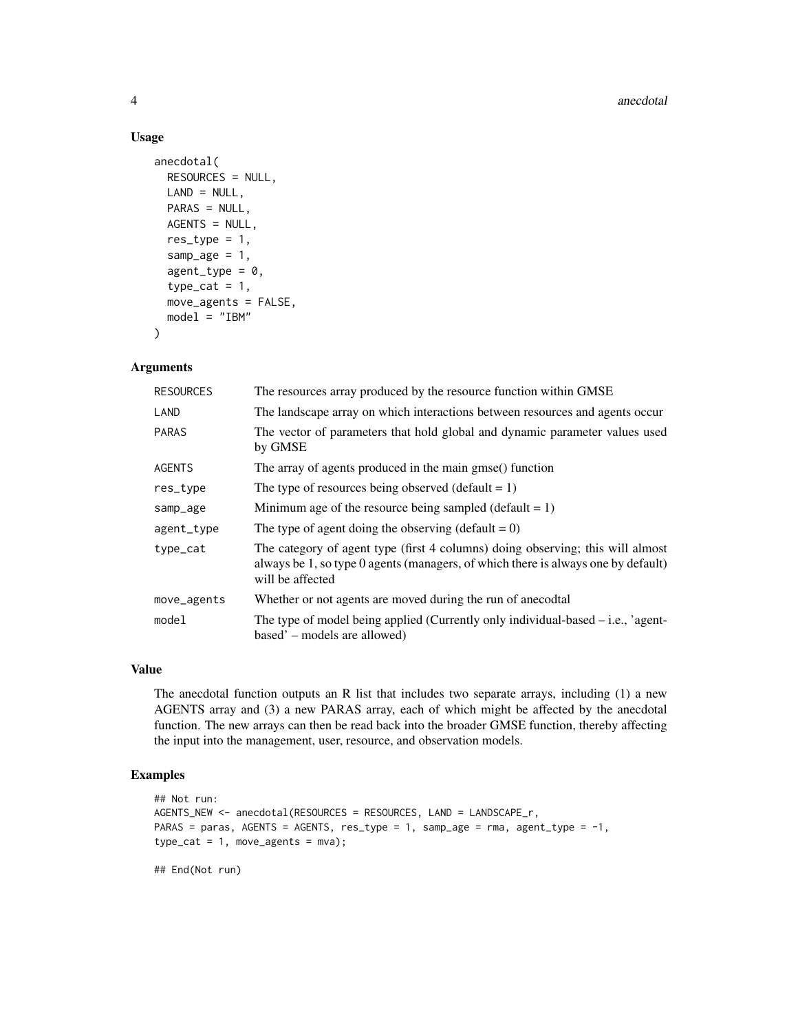## Usage

```
anecdotal(
  RESOURCES = NULL,
  LAND = NULL,
  PARAS = NULL,
  AGENTS = NULL,
  res_type = 1,
  samp_age = 1,
  agent_type = 0,
  type_cat = 1,
  move_agents = FALSE,
  model = "IBM"
)
```

## Arguments

| | |
|---|---|
| RESOURCES | The resources array produced by the resource function within GMSE |
| LAND | The landscape array on which interactions between resources and agents occur |
| PARAS | The vector of parameters that hold global and dynamic parameter values used by GMSE |
| AGENTS | The array of agents produced in the main gmse() function |
| res_type | The type of resources being observed (default = 1) |
| samp_age | Minimum age of the resource being sampled (default = 1) |
| agent_type | The type of agent doing the observing (default = 0) |
| type_cat | The category of agent type (first 4 columns) doing observing; this will almost always be 1, so type 0 agents (managers, of which there is always one by default) will be affected |
| move_agents | Whether or not agents are moved during the run of anecodtal |
| model | The type of model being applied (Currently only individual-based – i.e., 'agent-based' – models are allowed) |

## Value

The anecdotal function outputs an R list that includes two separate arrays, including (1) a new AGENTS array and (3) a new PARAS array, each of which might be affected by the anecdotal function. The new arrays can then be read back into the broader GMSE function, thereby affecting the input into the management, user, resource, and observation models.

## Examples

```
## Not run:
AGENTS_NEW <- anecdotal(RESOURCES = RESOURCES, LAND = LANDSCAPE_r,
PARAS = paras, AGENTS = AGENTS, res_type = 1, samp_age = rma, agent_type = -1,
type_cat = 1, move_agents = mva);

## End(Not run)
```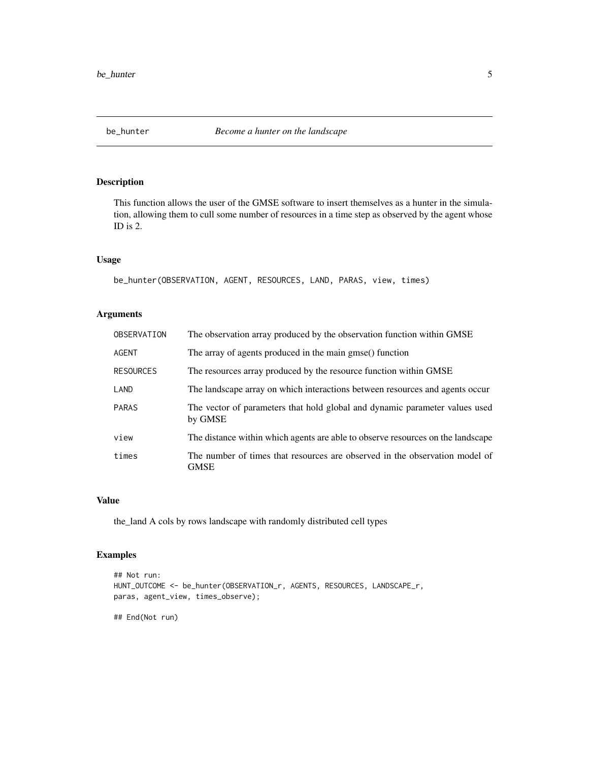# be_hunter *Become a hunter on the landscape*

## Description

This function allows the user of the GMSE software to insert themselves as a hunter in the simulation, allowing them to cull some number of resources in a time step as observed by the agent whose ID is 2.

## Usage

```
be_hunter(OBSERVATION, AGENT, RESOURCES, LAND, PARAS, view, times)
```

## Arguments

| | |
|---|---|
| OBSERVATION | The observation array produced by the observation function within GMSE |
| AGENT | The array of agents produced in the main gmse() function |
| RESOURCES | The resources array produced by the resource function within GMSE |
| LAND | The landscape array on which interactions between resources and agents occur |
| PARAS | The vector of parameters that hold global and dynamic parameter values used by GMSE |
| view | The distance within which agents are able to observe resources on the landscape |
| times | The number of times that resources are observed in the observation model of GMSE |

## Value

the_land A cols by rows landscape with randomly distributed cell types

## Examples

```
## Not run:
HUNT_OUTCOME <- be_hunter(OBSERVATION_r, AGENTS, RESOURCES, LANDSCAPE_r,
paras, agent_view, times_observe);

## End(Not run)
```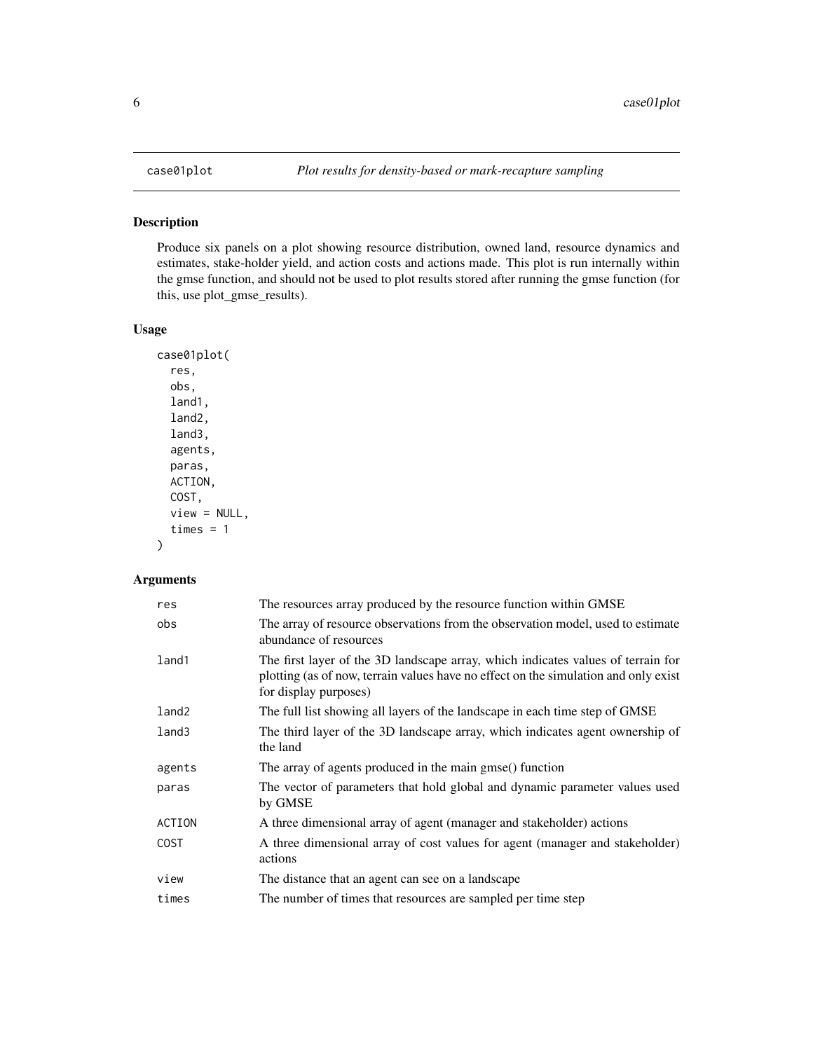# case01plot — *Plot results for density-based or mark-recapture sampling*

## Description

Produce six panels on a plot showing resource distribution, owned land, resource dynamics and estimates, stake-holder yield, and action costs and actions made. This plot is run internally within the gmse function, and should not be used to plot results stored after running the gmse function (for this, use plot_gmse_results).

## Usage

```
case01plot(
  res,
  obs,
  land1,
  land2,
  land3,
  agents,
  paras,
  ACTION,
  COST,
  view = NULL,
  times = 1
)
```

## Arguments

| | |
|---|---|
| `res` | The resources array produced by the resource function within GMSE |
| `obs` | The array of resource observations from the observation model, used to estimate abundance of resources |
| `land1` | The first layer of the 3D landscape array, which indicates values of terrain for plotting (as of now, terrain values have no effect on the simulation and only exist for display purposes) |
| `land2` | The full list showing all layers of the landscape in each time step of GMSE |
| `land3` | The third layer of the 3D landscape array, which indicates agent ownership of the land |
| `agents` | The array of agents produced in the main gmse() function |
| `paras` | The vector of parameters that hold global and dynamic parameter values used by GMSE |
| `ACTION` | A three dimensional array of agent (manager and stakeholder) actions |
| `COST` | A three dimensional array of cost values for agent (manager and stakeholder) actions |
| `view` | The distance that an agent can see on a landscape |
| `times` | The number of times that resources are sampled per time step |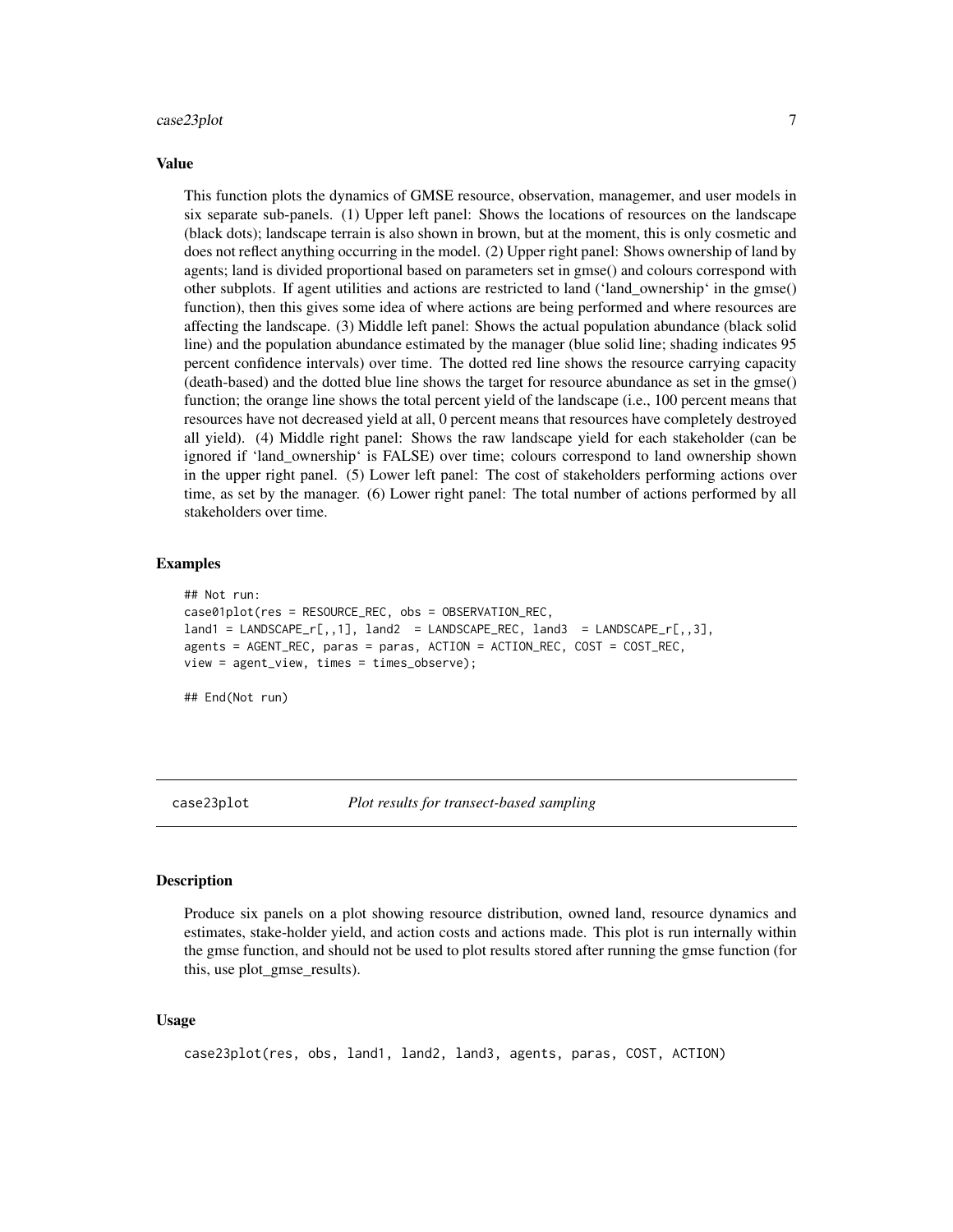### Value

This function plots the dynamics of GMSE resource, observation, managemer, and user models in six separate sub-panels. (1) Upper left panel: Shows the locations of resources on the landscape (black dots); landscape terrain is also shown in brown, but at the moment, this is only cosmetic and does not reflect anything occurring in the model. (2) Upper right panel: Shows ownership of land by agents; land is divided proportional based on parameters set in gmse() and colours correspond with other subplots. If agent utilities and actions are restricted to land ('land_ownership' in the gmse() function), then this gives some idea of where actions are being performed and where resources are affecting the landscape. (3) Middle left panel: Shows the actual population abundance (black solid line) and the population abundance estimated by the manager (blue solid line; shading indicates 95 percent confidence intervals) over time. The dotted red line shows the resource carrying capacity (death-based) and the dotted blue line shows the target for resource abundance as set in the gmse() function; the orange line shows the total percent yield of the landscape (i.e., 100 percent means that resources have not decreased yield at all, 0 percent means that resources have completely destroyed all yield). (4) Middle right panel: Shows the raw landscape yield for each stakeholder (can be ignored if 'land_ownership' is FALSE) over time; colours correspond to land ownership shown in the upper right panel. (5) Lower left panel: The cost of stakeholders performing actions over time, as set by the manager. (6) Lower right panel: The total number of actions performed by all stakeholders over time.

### Examples

```
## Not run:
case01plot(res = RESOURCE_REC, obs = OBSERVATION_REC,
land1 = LANDSCAPE_r[,,1], land2  = LANDSCAPE_REC, land3  = LANDSCAPE_r[,,3],
agents = AGENT_REC, paras = paras, ACTION = ACTION_REC, COST = COST_REC,
view = agent_view, times = times_observe);

## End(Not run)
```

---

## case23plot *Plot results for transect-based sampling*

---

### Description

Produce six panels on a plot showing resource distribution, owned land, resource dynamics and estimates, stake-holder yield, and action costs and actions made. This plot is run internally within the gmse function, and should not be used to plot results stored after running the gmse function (for this, use plot_gmse_results).

### Usage

```
case23plot(res, obs, land1, land2, land3, agents, paras, COST, ACTION)
```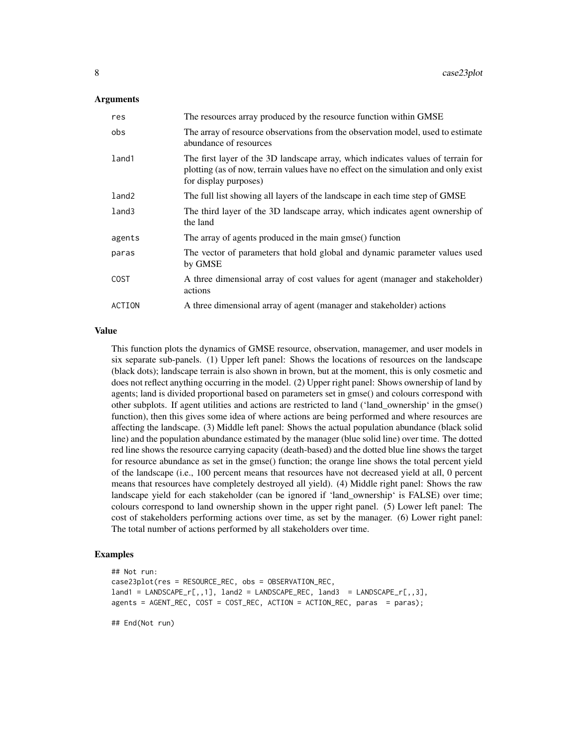### Arguments

| | |
|---|---|
| res | The resources array produced by the resource function within GMSE |
| obs | The array of resource observations from the observation model, used to estimate abundance of resources |
| land1 | The first layer of the 3D landscape array, which indicates values of terrain for plotting (as of now, terrain values have no effect on the simulation and only exist for display purposes) |
| land2 | The full list showing all layers of the landscape in each time step of GMSE |
| land3 | The third layer of the 3D landscape array, which indicates agent ownership of the land |
| agents | The array of agents produced in the main gmse() function |
| paras | The vector of parameters that hold global and dynamic parameter values used by GMSE |
| COST | A three dimensional array of cost values for agent (manager and stakeholder) actions |
| ACTION | A three dimensional array of agent (manager and stakeholder) actions |

### Value

This function plots the dynamics of GMSE resource, observation, managemer, and user models in six separate sub-panels. (1) Upper left panel: Shows the locations of resources on the landscape (black dots); landscape terrain is also shown in brown, but at the moment, this is only cosmetic and does not reflect anything occurring in the model. (2) Upper right panel: Shows ownership of land by agents; land is divided proportional based on parameters set in gmse() and colours correspond with other subplots. If agent utilities and actions are restricted to land ('land_ownership' in the gmse() function), then this gives some idea of where actions are being performed and where resources are affecting the landscape. (3) Middle left panel: Shows the actual population abundance (black solid line) and the population abundance estimated by the manager (blue solid line) over time. The dotted red line shows the resource carrying capacity (death-based) and the dotted blue line shows the target for resource abundance as set in the gmse() function; the orange line shows the total percent yield of the landscape (i.e., 100 percent means that resources have not decreased yield at all, 0 percent means that resources have completely destroyed all yield). (4) Middle right panel: Shows the raw landscape yield for each stakeholder (can be ignored if 'land_ownership' is FALSE) over time; colours correspond to land ownership shown in the upper right panel. (5) Lower left panel: The cost of stakeholders performing actions over time, as set by the manager. (6) Lower right panel: The total number of actions performed by all stakeholders over time.

### Examples

```
## Not run:
case23plot(res = RESOURCE_REC, obs = OBSERVATION_REC,
land1 = LANDSCAPE_r[,,1], land2 = LANDSCAPE_REC, land3  = LANDSCAPE_r[,,3],
agents = AGENT_REC, COST = COST_REC, ACTION = ACTION_REC, paras  = paras);

## End(Not run)
```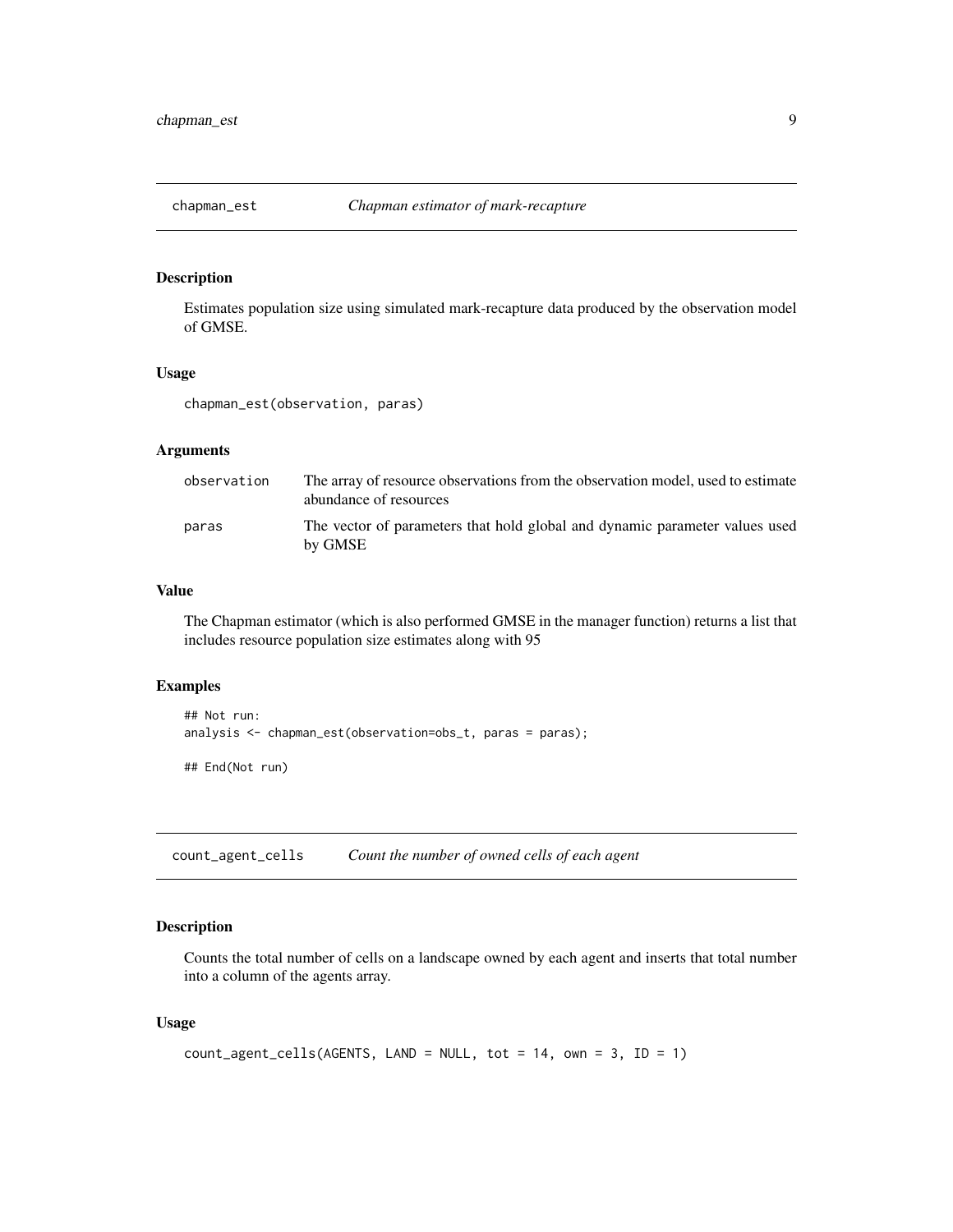## chapman_est *Chapman estimator of mark-recapture*

### Description

Estimates population size using simulated mark-recapture data produced by the observation model of GMSE.

### Usage

```
chapman_est(observation, paras)
```

### Arguments

| | |
|---|---|
| observation | The array of resource observations from the observation model, used to estimate abundance of resources |
| paras | The vector of parameters that hold global and dynamic parameter values used by GMSE |

### Value

The Chapman estimator (which is also performed GMSE in the manager function) returns a list that includes resource population size estimates along with 95

### Examples

```
## Not run:
analysis <- chapman_est(observation=obs_t, paras = paras);

## End(Not run)
```

## count_agent_cells *Count the number of owned cells of each agent*

### Description

Counts the total number of cells on a landscape owned by each agent and inserts that total number into a column of the agents array.

### Usage

```
count_agent_cells(AGENTS, LAND = NULL, tot = 14, own = 3, ID = 1)
```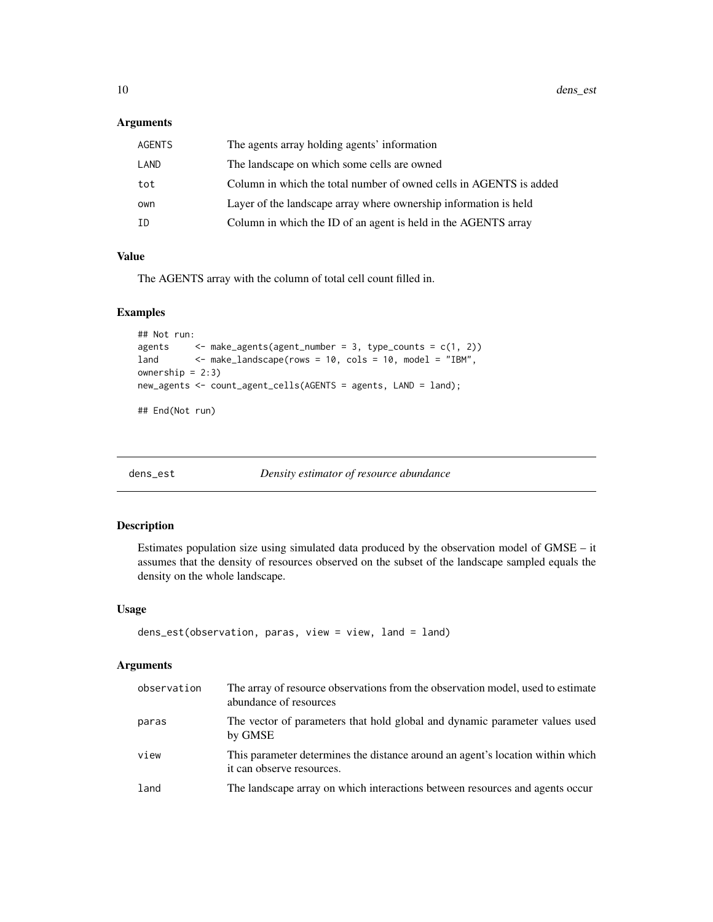## Arguments

| | |
|---|---|
| AGENTS | The agents array holding agents' information |
| LAND | The landscape on which some cells are owned |
| tot | Column in which the total number of owned cells in AGENTS is added |
| own | Layer of the landscape array where ownership information is held |
| ID | Column in which the ID of an agent is held in the AGENTS array |

## Value

The AGENTS array with the column of total cell count filled in.

## Examples

```
## Not run:
agents     <- make_agents(agent_number = 3, type_counts = c(1, 2))
land       <- make_landscape(rows = 10, cols = 10, model = "IBM",
ownership = 2:3)
new_agents <- count_agent_cells(AGENTS = agents, LAND = land);

## End(Not run)
```

---

# dens_est — *Density estimator of resource abundance*

## Description

Estimates population size using simulated data produced by the observation model of GMSE – it assumes that the density of resources observed on the subset of the landscape sampled equals the density on the whole landscape.

## Usage

```
dens_est(observation, paras, view = view, land = land)
```

## Arguments

| | |
|---|---|
| observation | The array of resource observations from the observation model, used to estimate abundance of resources |
| paras | The vector of parameters that hold global and dynamic parameter values used by GMSE |
| view | This parameter determines the distance around an agent's location within which it can observe resources. |
| land | The landscape array on which interactions between resources and agents occur |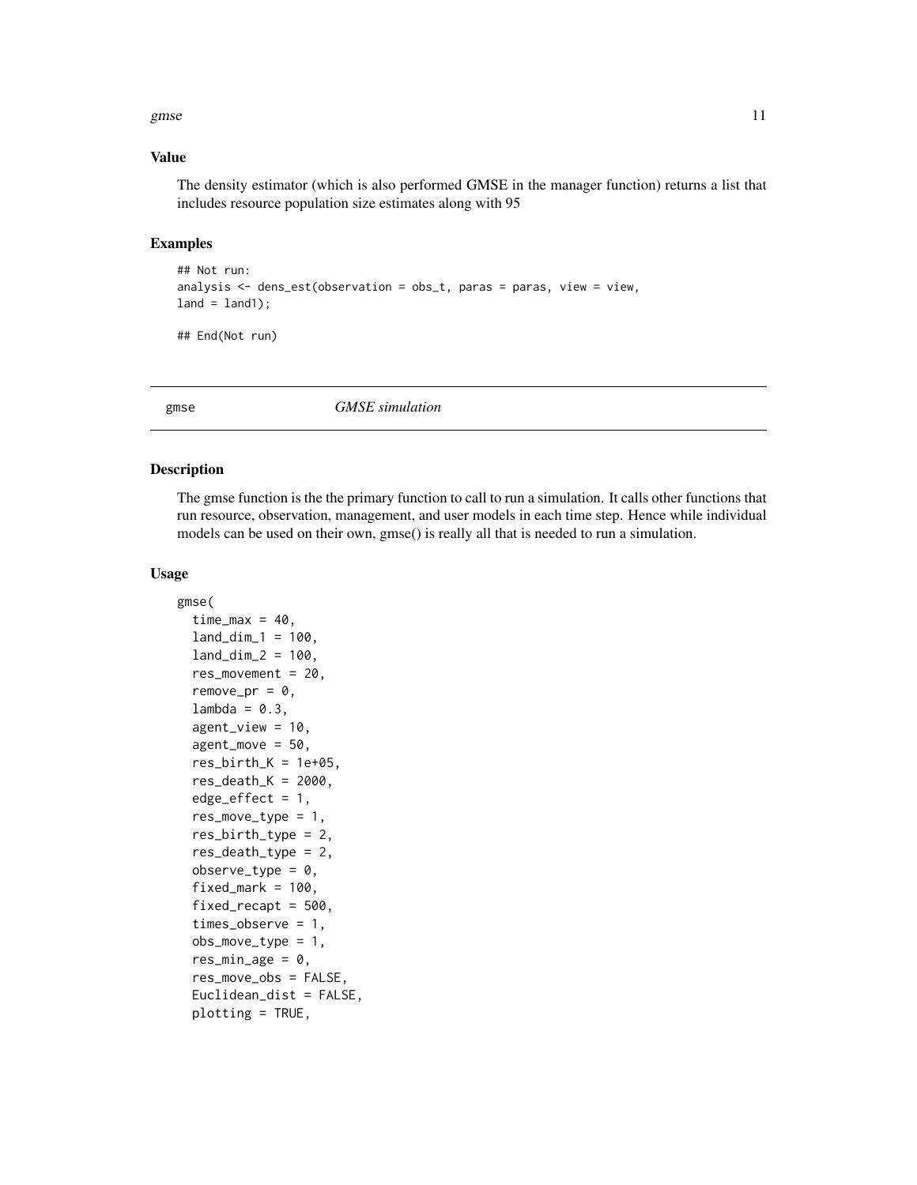### Value

The density estimator (which is also performed GMSE in the manager function) returns a list that includes resource population size estimates along with 95

### Examples

```
## Not run:
analysis <- dens_est(observation = obs_t, paras = paras, view = view,
land = land1);

## End(Not run)
```

---

## gmse *GMSE simulation*

---

### Description

The gmse function is the the primary function to call to run a simulation. It calls other functions that run resource, observation, management, and user models in each time step. Hence while individual models can be used on their own, gmse() is really all that is needed to run a simulation.

### Usage

```
gmse(
  time_max = 40,
  land_dim_1 = 100,
  land_dim_2 = 100,
  res_movement = 20,
  remove_pr = 0,
  lambda = 0.3,
  agent_view = 10,
  agent_move = 50,
  res_birth_K = 1e+05,
  res_death_K = 2000,
  edge_effect = 1,
  res_move_type = 1,
  res_birth_type = 2,
  res_death_type = 2,
  observe_type = 0,
  fixed_mark = 100,
  fixed_recapt = 500,
  times_observe = 1,
  obs_move_type = 1,
  res_min_age = 0,
  res_move_obs = FALSE,
  Euclidean_dist = FALSE,
  plotting = TRUE,
```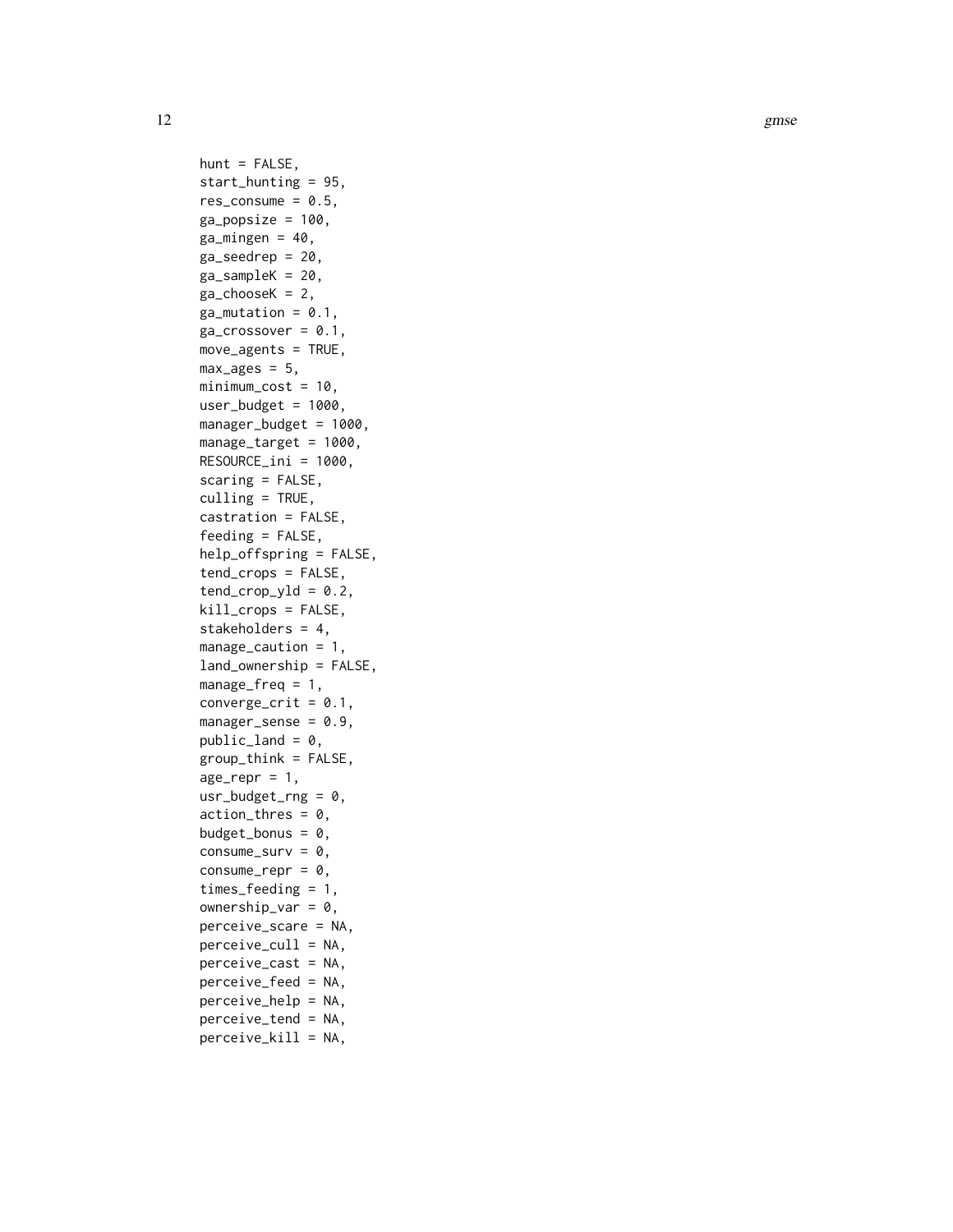```
hunt = FALSE,
start_hunting = 95,
res_consume = 0.5,
ga_popsize = 100,
ga_mingen = 40,
ga_seedrep = 20,
ga_sampleK = 20,
ga_chooseK = 2,
ga_mutation = 0.1,
ga_crossover = 0.1,
move_agents = TRUE,
max_ages = 5,
minimum_cost = 10,
user_budget = 1000,
manager_budget = 1000,
manage_target = 1000,
RESOURCE_ini = 1000,
scaring = FALSE,
culling = TRUE,
castration = FALSE,
feeding = FALSE,
help_offspring = FALSE,
tend_crops = FALSE,
tend_crop_yld = 0.2,
kill_crops = FALSE,
stakeholders = 4,
manage_caution = 1,
land_ownership = FALSE,
manage_freq = 1,
converge_crit = 0.1,
manager_sense = 0.9,
public_land = 0,
group_think = FALSE,
age_repr = 1,
usr_budget_rng = 0,
action_thres = 0,
budget_bonus = 0,
consume_surv = 0,
consume_repr = 0,
times_feeding = 1,
ownership_var = 0,
perceive_scare = NA,
perceive_cull = NA,
perceive_cast = NA,
perceive_feed = NA,
perceive_help = NA,
perceive_tend = NA,
perceive_kill = NA,
```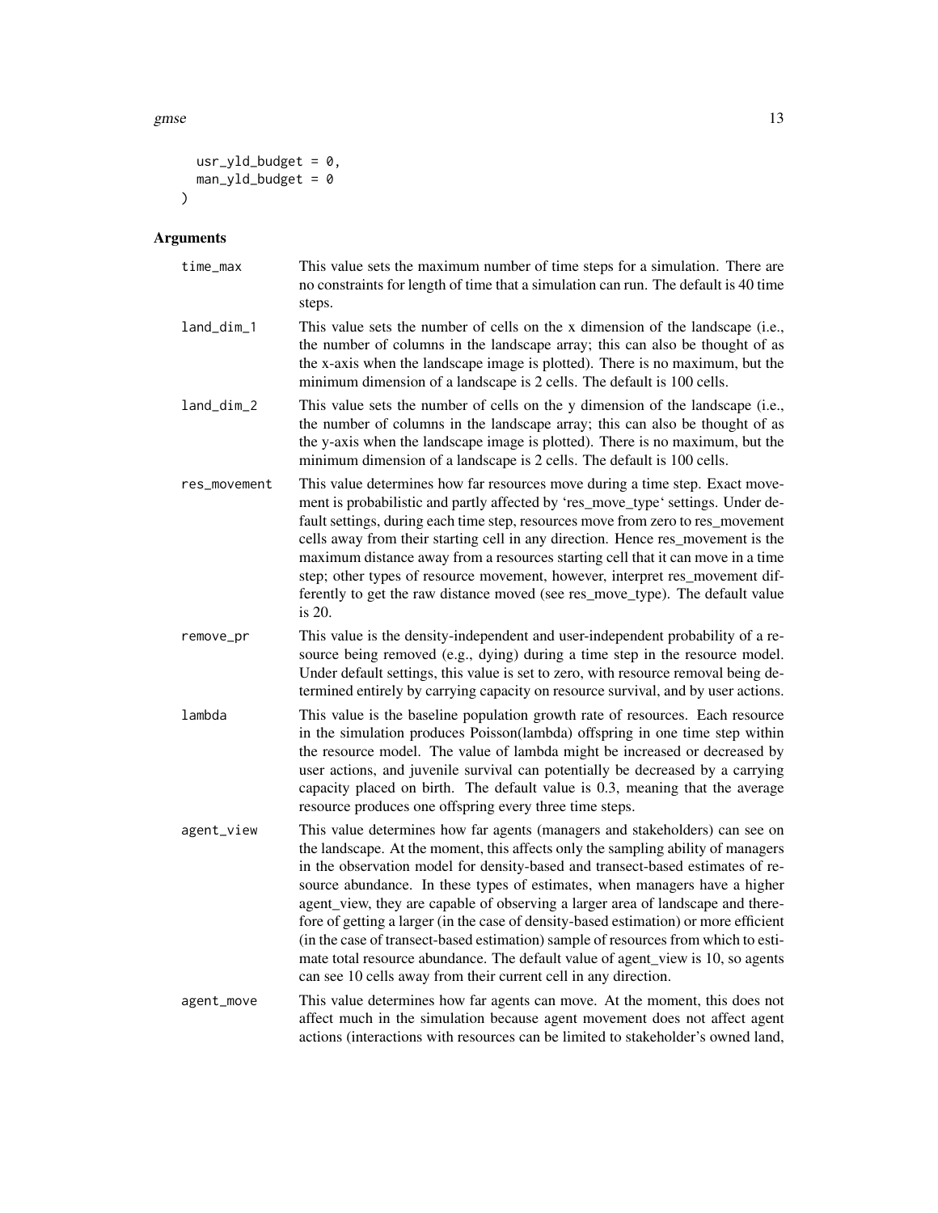```
  usr_yld_budget = 0,
  man_yld_budget = 0
)
```

## Arguments

**time_max** This value sets the maximum number of time steps for a simulation. There are no constraints for length of time that a simulation can run. The default is 40 time steps.

**land_dim_1** This value sets the number of cells on the x dimension of the landscape (i.e., the number of columns in the landscape array; this can also be thought of as the x-axis when the landscape image is plotted). There is no maximum, but the minimum dimension of a landscape is 2 cells. The default is 100 cells.

**land_dim_2** This value sets the number of cells on the y dimension of the landscape (i.e., the number of columns in the landscape array; this can also be thought of as the y-axis when the landscape image is plotted). There is no maximum, but the minimum dimension of a landscape is 2 cells. The default is 100 cells.

**res_movement** This value determines how far resources move during a time step. Exact movement is probabilistic and partly affected by 'res_move_type' settings. Under default settings, during each time step, resources move from zero to res_movement cells away from their starting cell in any direction. Hence res_movement is the maximum distance away from a resources starting cell that it can move in a time step; other types of resource movement, however, interpret res_movement differently to get the raw distance moved (see res_move_type). The default value is 20.

**remove_pr** This value is the density-independent and user-independent probability of a resource being removed (e.g., dying) during a time step in the resource model. Under default settings, this value is set to zero, with resource removal being determined entirely by carrying capacity on resource survival, and by user actions.

**lambda** This value is the baseline population growth rate of resources. Each resource in the simulation produces Poisson(lambda) offspring in one time step within the resource model. The value of lambda might be increased or decreased by user actions, and juvenile survival can potentially be decreased by a carrying capacity placed on birth. The default value is 0.3, meaning that the average resource produces one offspring every three time steps.

**agent_view** This value determines how far agents (managers and stakeholders) can see on the landscape. At the moment, this affects only the sampling ability of managers in the observation model for density-based and transect-based estimates of resource abundance. In these types of estimates, when managers have a higher agent_view, they are capable of observing a larger area of landscape and therefore of getting a larger (in the case of density-based estimation) or more efficient (in the case of transect-based estimation) sample of resources from which to estimate total resource abundance. The default value of agent_view is 10, so agents can see 10 cells away from their current cell in any direction.

**agent_move** This value determines how far agents can move. At the moment, this does not affect much in the simulation because agent movement does not affect agent actions (interactions with resources can be limited to stakeholder's owned land,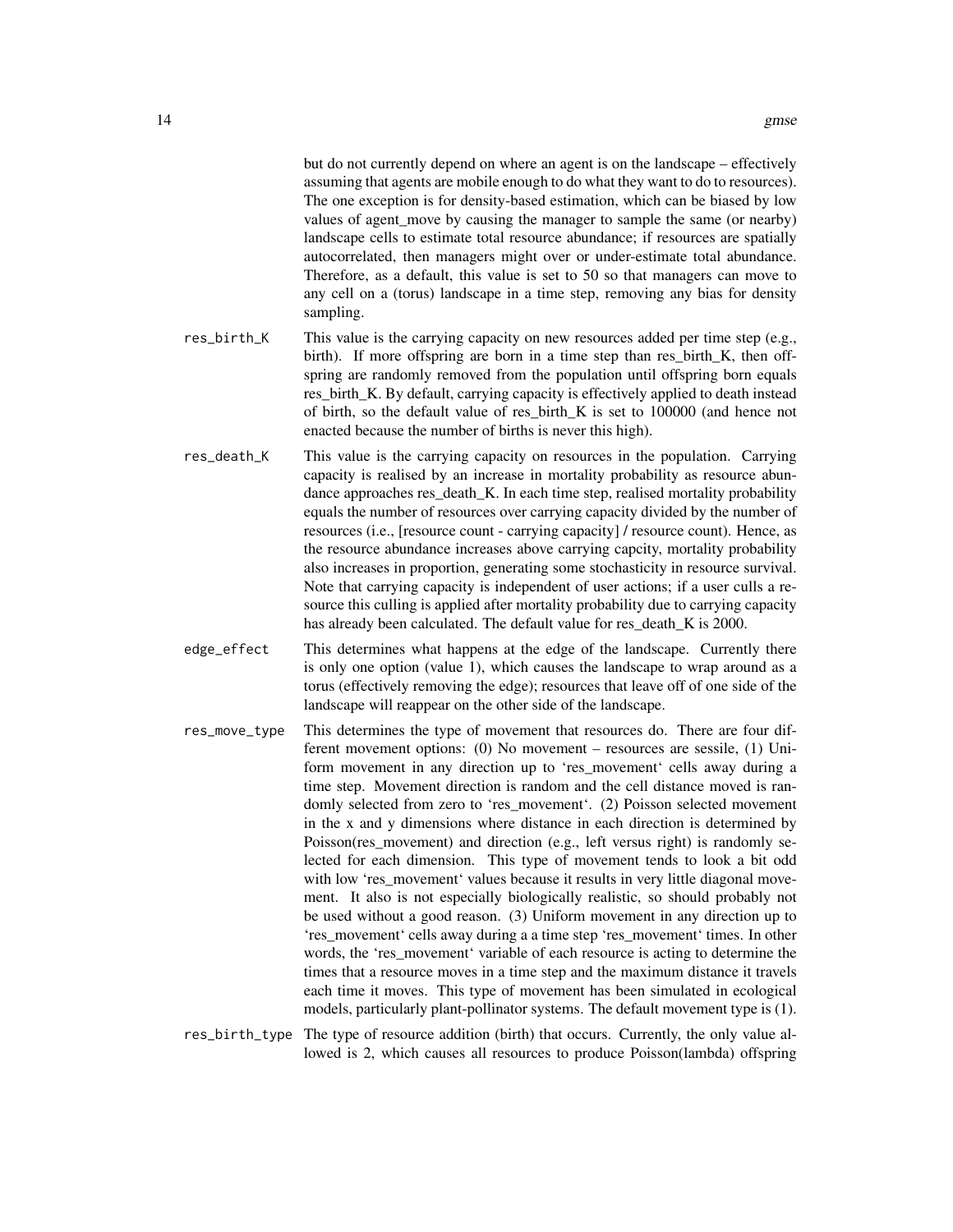but do not currently depend on where an agent is on the landscape – effectively assuming that agents are mobile enough to do what they want to do to resources). The one exception is for density-based estimation, which can be biased by low values of agent_move by causing the manager to sample the same (or nearby) landscape cells to estimate total resource abundance; if resources are spatially autocorrelated, then managers might over or under-estimate total abundance. Therefore, as a default, this value is set to 50 so that managers can move to any cell on a (torus) landscape in a time step, removing any bias for density sampling.

res_birth_K
: This value is the carrying capacity on new resources added per time step (e.g., birth). If more offspring are born in a time step than res_birth_K, then offspring are randomly removed from the population until offspring born equals res_birth_K. By default, carrying capacity is effectively applied to death instead of birth, so the default value of res_birth_K is set to 100000 (and hence not enacted because the number of births is never this high).

res_death_K
: This value is the carrying capacity on resources in the population. Carrying capacity is realised by an increase in mortality probability as resource abundance approaches res_death_K. In each time step, realised mortality probability equals the number of resources over carrying capacity divided by the number of resources (i.e., [resource count - carrying capacity] / resource count). Hence, as the resource abundance increases above carrying capcity, mortality probability also increases in proportion, generating some stochasticity in resource survival. Note that carrying capacity is independent of user actions; if a user culls a resource this culling is applied after mortality probability due to carrying capacity has already been calculated. The default value for res_death_K is 2000.

edge_effect
: This determines what happens at the edge of the landscape. Currently there is only one option (value 1), which causes the landscape to wrap around as a torus (effectively removing the edge); resources that leave off of one side of the landscape will reappear on the other side of the landscape.

res_move_type
: This determines the type of movement that resources do. There are four different movement options: (0) No movement – resources are sessile, (1) Uniform movement in any direction up to 'res_movement' cells away during a time step. Movement direction is random and the cell distance moved is randomly selected from zero to 'res_movement'. (2) Poisson selected movement in the x and y dimensions where distance in each direction is determined by Poisson(res_movement) and direction (e.g., left versus right) is randomly selected for each dimension. This type of movement tends to look a bit odd with low 'res_movement' values because it results in very little diagonal movement. It also is not especially biologically realistic, so should probably not be used without a good reason. (3) Uniform movement in any direction up to 'res_movement' cells away during a a time step 'res_movement' times. In other words, the 'res_movement' variable of each resource is acting to determine the times that a resource moves in a time step and the maximum distance it travels each time it moves. This type of movement has been simulated in ecological models, particularly plant-pollinator systems. The default movement type is (1).

res_birth_type
: The type of resource addition (birth) that occurs. Currently, the only value allowed is 2, which causes all resources to produce Poisson(lambda) offspring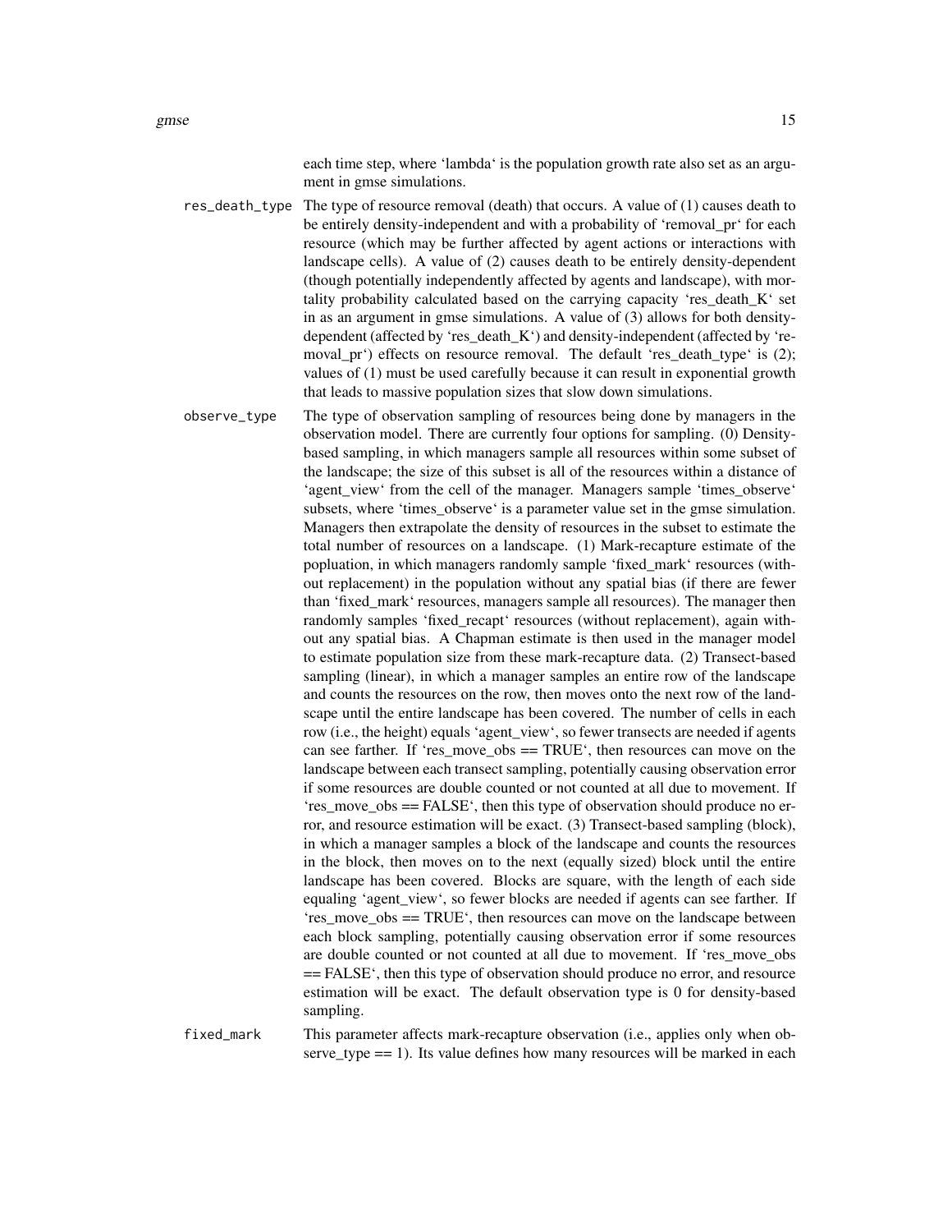each time step, where ‘lambda‘ is the population growth rate also set as an argument in gmse simulations.

`res_death_type` The type of resource removal (death) that occurs. A value of (1) causes death to be entirely density-independent and with a probability of ‘removal_pr‘ for each resource (which may be further affected by agent actions or interactions with landscape cells). A value of (2) causes death to be entirely density-dependent (though potentially independently affected by agents and landscape), with mortality probability calculated based on the carrying capacity ‘res_death_K‘ set in as an argument in gmse simulations. A value of (3) allows for both density-dependent (affected by ‘res_death_K‘) and density-independent (affected by ‘removal_pr‘) effects on resource removal. The default ‘res_death_type‘ is (2); values of (1) must be used carefully because it can result in exponential growth that leads to massive population sizes that slow down simulations.

`observe_type` The type of observation sampling of resources being done by managers in the observation model. There are currently four options for sampling. (0) Density-based sampling, in which managers sample all resources within some subset of the landscape; the size of this subset is all of the resources within a distance of ‘agent_view‘ from the cell of the manager. Managers sample ‘times_observe‘ subsets, where ‘times_observe‘ is a parameter value set in the gmse simulation. Managers then extrapolate the density of resources in the subset to estimate the total number of resources on a landscape. (1) Mark-recapture estimate of the popluation, in which managers randomly sample ‘fixed_mark‘ resources (without replacement) in the population without any spatial bias (if there are fewer than ‘fixed_mark‘ resources, managers sample all resources). The manager then randomly samples ‘fixed_recapt‘ resources (without replacement), again without any spatial bias. A Chapman estimate is then used in the manager model to estimate population size from these mark-recapture data. (2) Transect-based sampling (linear), in which a manager samples an entire row of the landscape and counts the resources on the row, then moves onto the next row of the landscape until the entire landscape has been covered. The number of cells in each row (i.e., the height) equals ‘agent_view‘, so fewer transects are needed if agents can see farther. If ‘res_move_obs == TRUE‘, then resources can move on the landscape between each transect sampling, potentially causing observation error if some resources are double counted or not counted at all due to movement. If ‘res_move_obs == FALSE‘, then this type of observation should produce no error, and resource estimation will be exact. (3) Transect-based sampling (block), in which a manager samples a block of the landscape and counts the resources in the block, then moves on to the next (equally sized) block until the entire landscape has been covered. Blocks are square, with the length of each side equaling ‘agent_view‘, so fewer blocks are needed if agents can see farther. If ‘res_move_obs == TRUE‘, then resources can move on the landscape between each block sampling, potentially causing observation error if some resources are double counted or not counted at all due to movement. If ‘res_move_obs == FALSE‘, then this type of observation should produce no error, and resource estimation will be exact. The default observation type is 0 for density-based sampling.

`fixed_mark` This parameter affects mark-recapture observation (i.e., applies only when observe_type == 1). Its value defines how many resources will be marked in each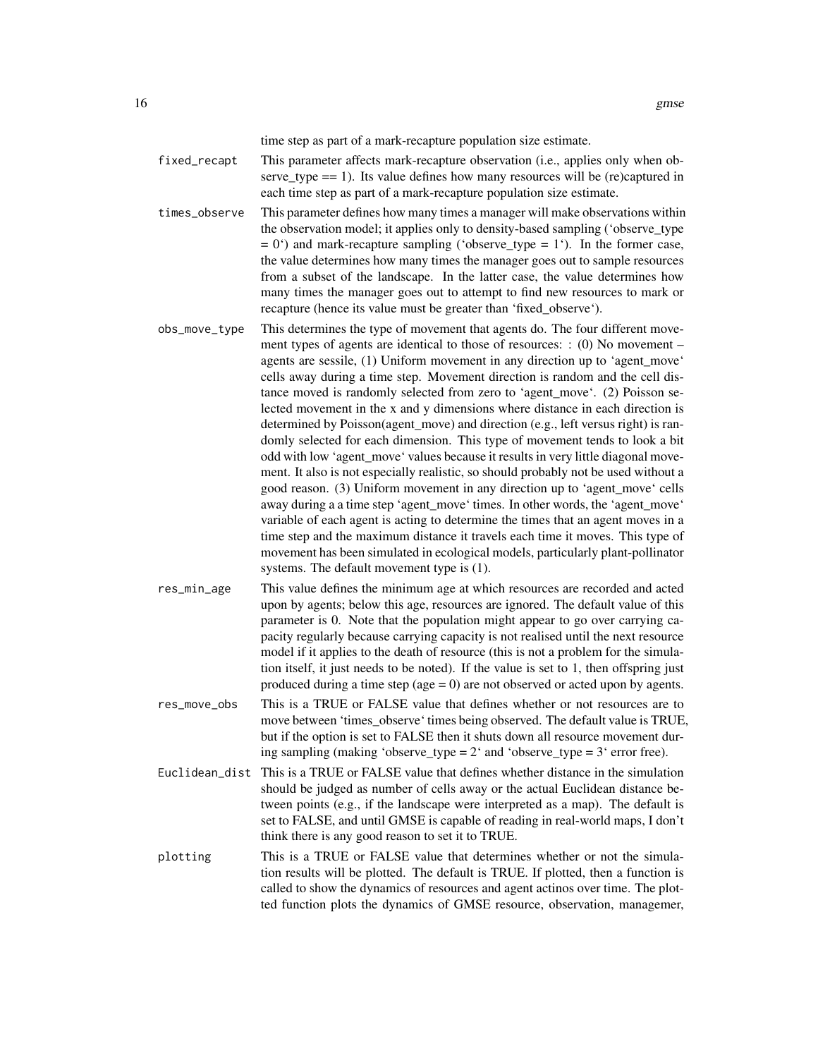time step as part of a mark-recapture population size estimate.

`fixed_recapt`
: This parameter affects mark-recapture observation (i.e., applies only when observe_type == 1). Its value defines how many resources will be (re)captured in each time step as part of a mark-recapture population size estimate.

`times_observe`
: This parameter defines how many times a manager will make observations within the observation model; it applies only to density-based sampling ('observe_type = 0') and mark-recapture sampling ('observe_type = 1'). In the former case, the value determines how many times the manager goes out to sample resources from a subset of the landscape. In the latter case, the value determines how many times the manager goes out to attempt to find new resources to mark or recapture (hence its value must be greater than 'fixed_observe').

`obs_move_type`
: This determines the type of movement that agents do. The four different movement types of agents are identical to those of resources: : (0) No movement – agents are sessile, (1) Uniform movement in any direction up to 'agent_move' cells away during a time step. Movement direction is random and the cell distance moved is randomly selected from zero to 'agent_move'. (2) Poisson selected movement in the x and y dimensions where distance in each direction is determined by Poisson(agent_move) and direction (e.g., left versus right) is randomly selected for each dimension. This type of movement tends to look a bit odd with low 'agent_move' values because it results in very little diagonal movement. It also is not especially realistic, so should probably not be used without a good reason. (3) Uniform movement in any direction up to 'agent_move' cells away during a a time step 'agent_move' times. In other words, the 'agent_move' variable of each agent is acting to determine the times that an agent moves in a time step and the maximum distance it travels each time it moves. This type of movement has been simulated in ecological models, particularly plant-pollinator systems. The default movement type is (1).

`res_min_age`
: This value defines the minimum age at which resources are recorded and acted upon by agents; below this age, resources are ignored. The default value of this parameter is 0. Note that the population might appear to go over carrying capacity regularly because carrying capacity is not realised until the next resource model if it applies to the death of resource (this is not a problem for the simulation itself, it just needs to be noted). If the value is set to 1, then offspring just produced during a time step (age = 0) are not observed or acted upon by agents.

`res_move_obs`
: This is a TRUE or FALSE value that defines whether or not resources are to move between 'times_observe' times being observed. The default value is TRUE, but if the option is set to FALSE then it shuts down all resource movement during sampling (making 'observe_type = 2' and 'observe_type = 3' error free).

`Euclidean_dist`
: This is a TRUE or FALSE value that defines whether distance in the simulation should be judged as number of cells away or the actual Euclidean distance between points (e.g., if the landscape were interpreted as a map). The default is set to FALSE, and until GMSE is capable of reading in real-world maps, I don't think there is any good reason to set it to TRUE.

`plotting`
: This is a TRUE or FALSE value that determines whether or not the simulation results will be plotted. The default is TRUE. If plotted, then a function is called to show the dynamics of resources and agent actinos over time. The plotted function plots the dynamics of GMSE resource, observation, managemer,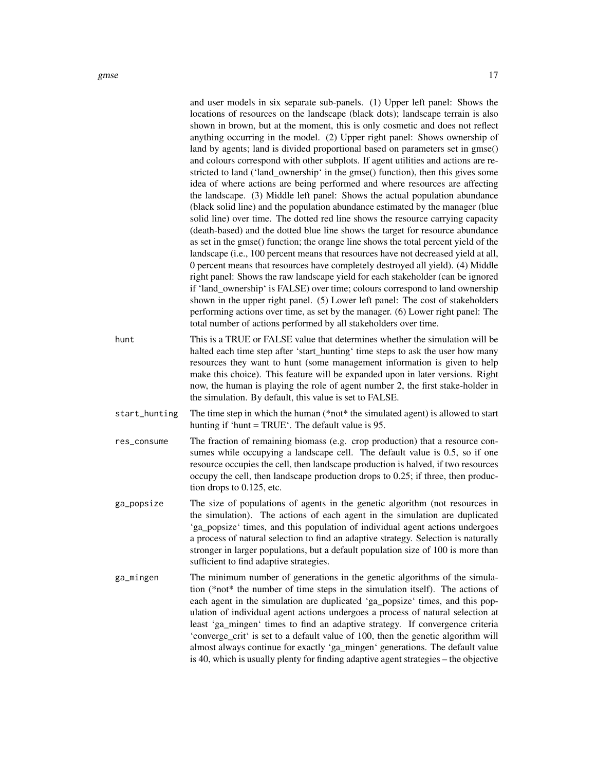and user models in six separate sub-panels. (1) Upper left panel: Shows the locations of resources on the landscape (black dots); landscape terrain is also shown in brown, but at the moment, this is only cosmetic and does not reflect anything occurring in the model. (2) Upper right panel: Shows ownership of land by agents; land is divided proportional based on parameters set in gmse() and colours correspond with other subplots. If agent utilities and actions are restricted to land ('land_ownership' in the gmse() function), then this gives some idea of where actions are being performed and where resources are affecting the landscape. (3) Middle left panel: Shows the actual population abundance (black solid line) and the population abundance estimated by the manager (blue solid line) over time. The dotted red line shows the resource carrying capacity (death-based) and the dotted blue line shows the target for resource abundance as set in the gmse() function; the orange line shows the total percent yield of the landscape (i.e., 100 percent means that resources have not decreased yield at all, 0 percent means that resources have completely destroyed all yield). (4) Middle right panel: Shows the raw landscape yield for each stakeholder (can be ignored if 'land_ownership' is FALSE) over time; colours correspond to land ownership shown in the upper right panel. (5) Lower left panel: The cost of stakeholders performing actions over time, as set by the manager. (6) Lower right panel: The total number of actions performed by all stakeholders over time.

`hunt` This is a TRUE or FALSE value that determines whether the simulation will be halted each time step after 'start_hunting' time steps to ask the user how many resources they want to hunt (some management information is given to help make this choice). This feature will be expanded upon in later versions. Right now, the human is playing the role of agent number 2, the first stake-holder in the simulation. By default, this value is set to FALSE.

`start_hunting` The time step in which the human (*not* the simulated agent) is allowed to start hunting if 'hunt = TRUE'. The default value is 95.

`res_consume` The fraction of remaining biomass (e.g. crop production) that a resource consumes while occupying a landscape cell. The default value is 0.5, so if one resource occupies the cell, then landscape production is halved, if two resources occupy the cell, then landscape production drops to 0.25; if three, then production drops to 0.125, etc.

`ga_popsize` The size of populations of agents in the genetic algorithm (not resources in the simulation). The actions of each agent in the simulation are duplicated 'ga_popsize' times, and this population of individual agent actions undergoes a process of natural selection to find an adaptive strategy. Selection is naturally stronger in larger populations, but a default population size of 100 is more than sufficient to find adaptive strategies.

`ga_mingen` The minimum number of generations in the genetic algorithms of the simulation (*not* the number of time steps in the simulation itself). The actions of each agent in the simulation are duplicated 'ga_popsize' times, and this population of individual agent actions undergoes a process of natural selection at least 'ga_mingen' times to find an adaptive strategy. If convergence criteria 'converge_crit' is set to a default value of 100, then the genetic algorithm will almost always continue for exactly 'ga_mingen' generations. The default value is 40, which is usually plenty for finding adaptive agent strategies – the objective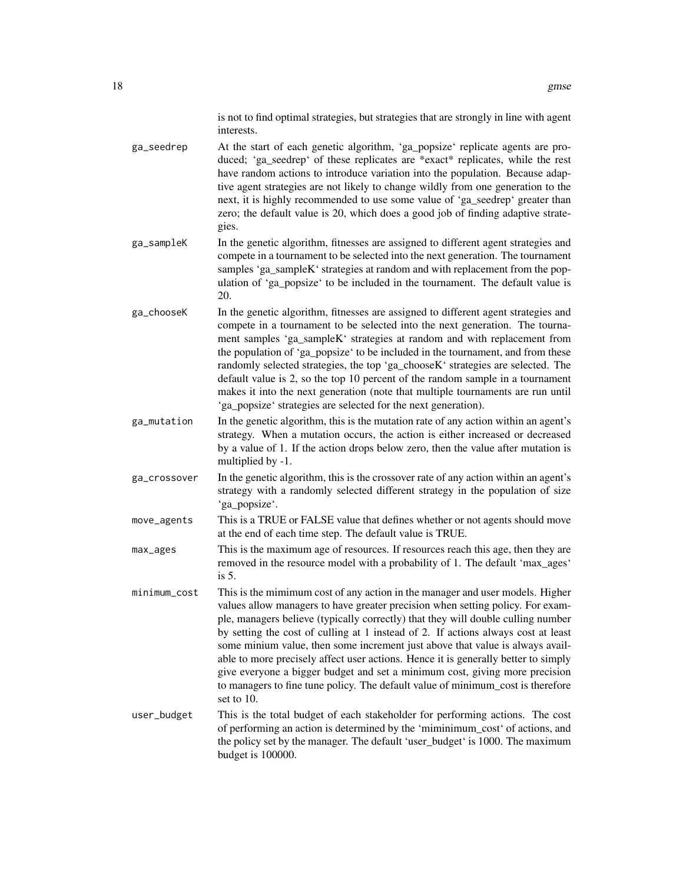is not to find optimal strategies, but strategies that are strongly in line with agent interests.

`ga_seedrep` At the start of each genetic algorithm, 'ga_popsize' replicate agents are produced; 'ga_seedrep' of these replicates are *exact* replicates, while the rest have random actions to introduce variation into the population. Because adaptive agent strategies are not likely to change wildly from one generation to the next, it is highly recommended to use some value of 'ga_seedrep' greater than zero; the default value is 20, which does a good job of finding adaptive strategies.

`ga_sampleK` In the genetic algorithm, fitnesses are assigned to different agent strategies and compete in a tournament to be selected into the next generation. The tournament samples 'ga_sampleK' strategies at random and with replacement from the population of 'ga_popsize' to be included in the tournament. The default value is 20.

`ga_chooseK` In the genetic algorithm, fitnesses are assigned to different agent strategies and compete in a tournament to be selected into the next generation. The tournament samples 'ga_sampleK' strategies at random and with replacement from the population of 'ga_popsize' to be included in the tournament, and from these randomly selected strategies, the top 'ga_chooseK' strategies are selected. The default value is 2, so the top 10 percent of the random sample in a tournament makes it into the next generation (note that multiple tournaments are run until 'ga_popsize' strategies are selected for the next generation).

`ga_mutation` In the genetic algorithm, this is the mutation rate of any action within an agent's strategy. When a mutation occurs, the action is either increased or decreased by a value of 1. If the action drops below zero, then the value after mutation is multiplied by -1.

`ga_crossover` In the genetic algorithm, this is the crossover rate of any action within an agent's strategy with a randomly selected different strategy in the population of size 'ga_popsize'.

`move_agents` This is a TRUE or FALSE value that defines whether or not agents should move at the end of each time step. The default value is TRUE.

`max_ages` This is the maximum age of resources. If resources reach this age, then they are removed in the resource model with a probability of 1. The default 'max_ages' is 5.

`minimum_cost` This is the mimimum cost of any action in the manager and user models. Higher values allow managers to have greater precision when setting policy. For example, managers believe (typically correctly) that they will double culling number by setting the cost of culling at 1 instead of 2. If actions always cost at least some minium value, then some increment just above that value is always available to more precisely affect user actions. Hence it is generally better to simply give everyone a bigger budget and set a minimum cost, giving more precision to managers to fine tune policy. The default value of minimum_cost is therefore set to 10.

`user_budget` This is the total budget of each stakeholder for performing actions. The cost of performing an action is determined by the 'mimimum_cost' of actions, and the policy set by the manager. The default 'user_budget' is 1000. The maximum budget is 100000.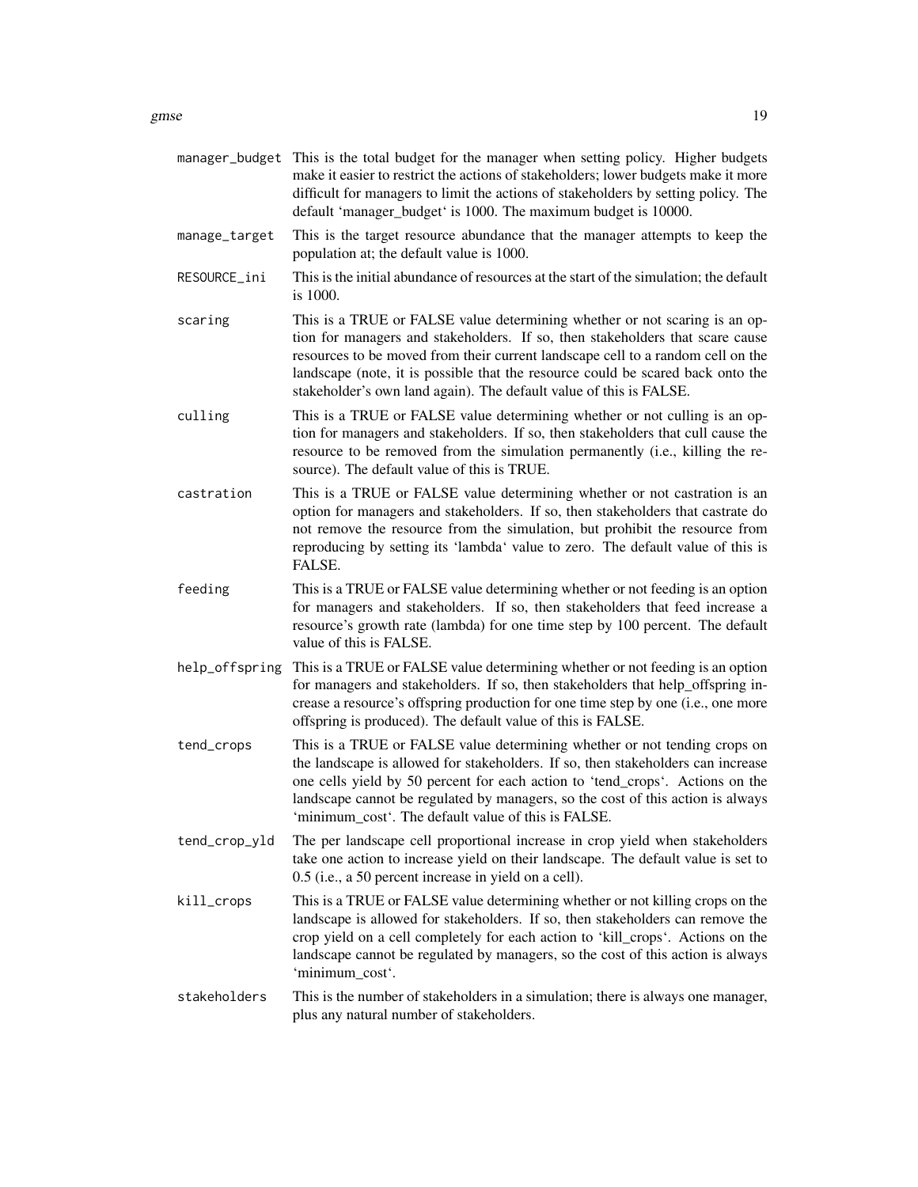manager_budget
: This is the total budget for the manager when setting policy. Higher budgets make it easier to restrict the actions of stakeholders; lower budgets make it more difficult for managers to limit the actions of stakeholders by setting policy. The default 'manager_budget' is 1000. The maximum budget is 10000.

manage_target
: This is the target resource abundance that the manager attempts to keep the population at; the default value is 1000.

RESOURCE_ini
: This is the initial abundance of resources at the start of the simulation; the default is 1000.

scaring
: This is a TRUE or FALSE value determining whether or not scaring is an option for managers and stakeholders. If so, then stakeholders that scare cause resources to be moved from their current landscape cell to a random cell on the landscape (note, it is possible that the resource could be scared back onto the stakeholder's own land again). The default value of this is FALSE.

culling
: This is a TRUE or FALSE value determining whether or not culling is an option for managers and stakeholders. If so, then stakeholders that cull cause the resource to be removed from the simulation permanently (i.e., killing the resource). The default value of this is TRUE.

castration
: This is a TRUE or FALSE value determining whether or not castration is an option for managers and stakeholders. If so, then stakeholders that castrate do not remove the resource from the simulation, but prohibit the resource from reproducing by setting its 'lambda' value to zero. The default value of this is FALSE.

feeding
: This is a TRUE or FALSE value determining whether or not feeding is an option for managers and stakeholders. If so, then stakeholders that feed increase a resource's growth rate (lambda) for one time step by 100 percent. The default value of this is FALSE.

help_offspring
: This is a TRUE or FALSE value determining whether or not feeding is an option for managers and stakeholders. If so, then stakeholders that help_offspring increase a resource's offspring production for one time step by one (i.e., one more offspring is produced). The default value of this is FALSE.

tend_crops
: This is a TRUE or FALSE value determining whether or not tending crops on the landscape is allowed for stakeholders. If so, then stakeholders can increase one cells yield by 50 percent for each action to 'tend_crops'. Actions on the landscape cannot be regulated by managers, so the cost of this action is always 'minimum_cost'. The default value of this is FALSE.

tend_crop_yld
: The per landscape cell proportional increase in crop yield when stakeholders take one action to increase yield on their landscape. The default value is set to 0.5 (i.e., a 50 percent increase in yield on a cell).

kill_crops
: This is a TRUE or FALSE value determining whether or not killing crops on the landscape is allowed for stakeholders. If so, then stakeholders can remove the crop yield on a cell completely for each action to 'kill_crops'. Actions on the landscape cannot be regulated by managers, so the cost of this action is always 'minimum_cost'.

stakeholders
: This is the number of stakeholders in a simulation; there is always one manager, plus any natural number of stakeholders.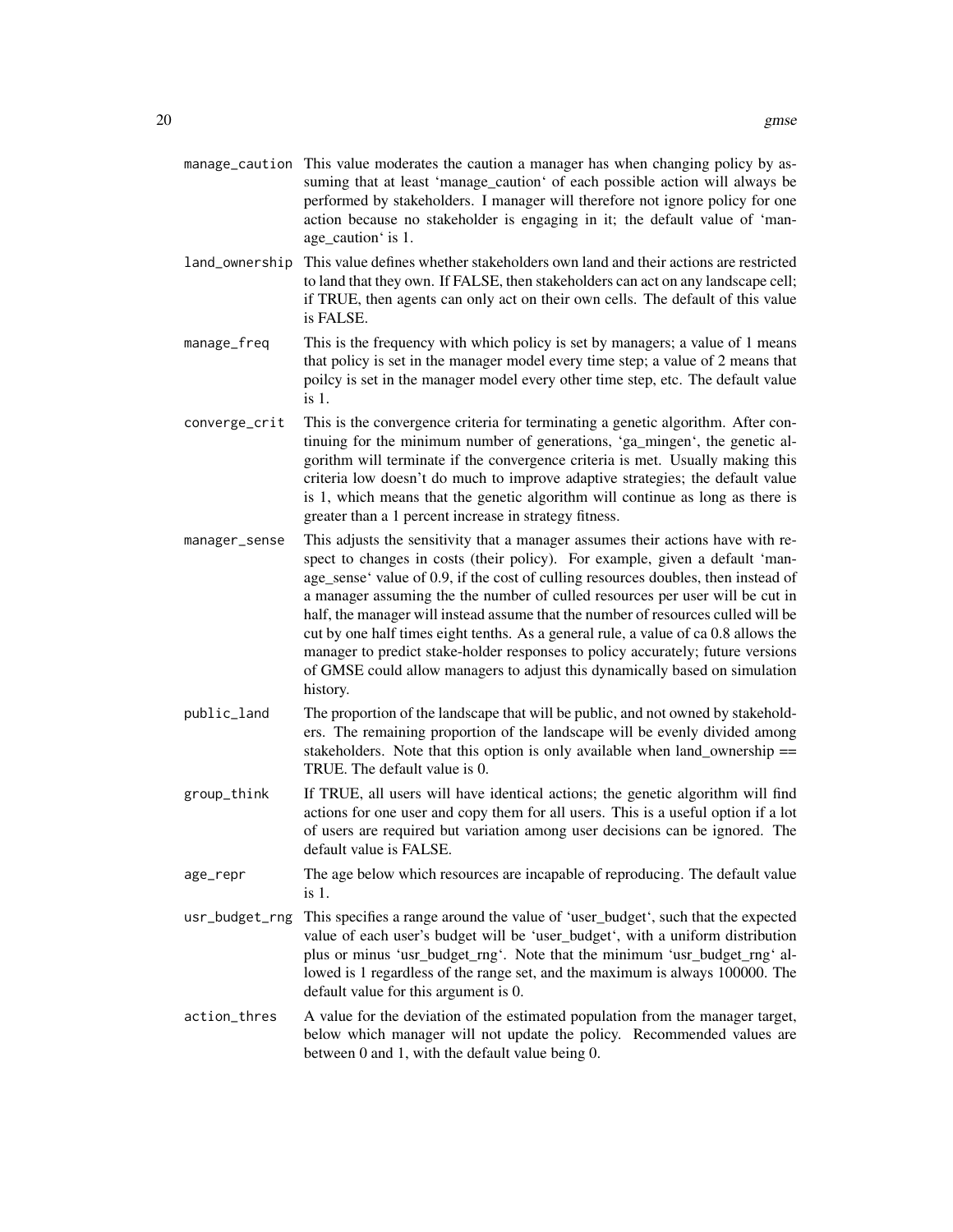manage_caution
: This value moderates the caution a manager has when changing policy by assuming that at least 'manage_caution' of each possible action will always be performed by stakeholders. I manager will therefore not ignore policy for one action because no stakeholder is engaging in it; the default value of 'manage_caution' is 1.

land_ownership
: This value defines whether stakeholders own land and their actions are restricted to land that they own. If FALSE, then stakeholders can act on any landscape cell; if TRUE, then agents can only act on their own cells. The default of this value is FALSE.

manage_freq
: This is the frequency with which policy is set by managers; a value of 1 means that policy is set in the manager model every time step; a value of 2 means that poilcy is set in the manager model every other time step, etc. The default value is 1.

converge_crit
: This is the convergence criteria for terminating a genetic algorithm. After continuing for the minimum number of generations, 'ga_mingen', the genetic algorithm will terminate if the convergence criteria is met. Usually making this criteria low doesn't do much to improve adaptive strategies; the default value is 1, which means that the genetic algorithm will continue as long as there is greater than a 1 percent increase in strategy fitness.

manager_sense
: This adjusts the sensitivity that a manager assumes their actions have with respect to changes in costs (their policy). For example, given a default 'manage_sense' value of 0.9, if the cost of culling resources doubles, then instead of a manager assuming the the number of culled resources per user will be cut in half, the manager will instead assume that the number of resources culled will be cut by one half times eight tenths. As a general rule, a value of ca 0.8 allows the manager to predict stake-holder responses to policy accurately; future versions of GMSE could allow managers to adjust this dynamically based on simulation history.

public_land
: The proportion of the landscape that will be public, and not owned by stakeholders. The remaining proportion of the landscape will be evenly divided among stakeholders. Note that this option is only available when land_ownership == TRUE. The default value is 0.

group_think
: If TRUE, all users will have identical actions; the genetic algorithm will find actions for one user and copy them for all users. This is a useful option if a lot of users are required but variation among user decisions can be ignored. The default value is FALSE.

age_repr
: The age below which resources are incapable of reproducing. The default value is 1.

usr_budget_rng
: This specifies a range around the value of 'user_budget', such that the expected value of each user's budget will be 'user_budget', with a uniform distribution plus or minus 'usr_budget_rng'. Note that the minimum 'usr_budget_rng' allowed is 1 regardless of the range set, and the maximum is always 100000. The default value for this argument is 0.

action_thres
: A value for the deviation of the estimated population from the manager target, below which manager will not update the policy. Recommended values are between 0 and 1, with the default value being 0.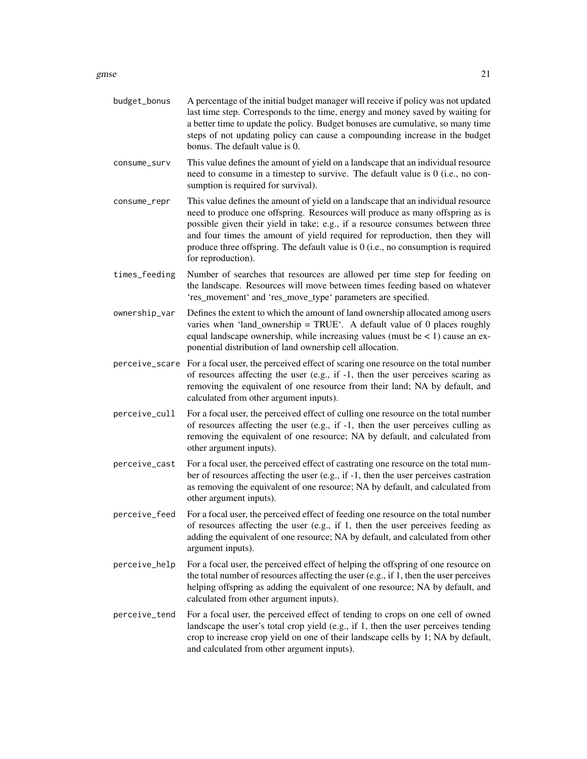budget_bonus
: A percentage of the initial budget manager will receive if policy was not updated last time step. Corresponds to the time, energy and money saved by waiting for a better time to update the policy. Budget bonuses are cumulative, so many time steps of not updating policy can cause a compounding increase in the budget bonus. The default value is 0.

consume_surv
: This value defines the amount of yield on a landscape that an individual resource need to consume in a timestep to survive. The default value is 0 (i.e., no consumption is required for survival).

consume_repr
: This value defines the amount of yield on a landscape that an individual resource need to produce one offspring. Resources will produce as many offspring as is possible given their yield in take; e.g., if a resource consumes between three and four times the amount of yield required for reproduction, then they will produce three offspring. The default value is 0 (i.e., no consumption is required for reproduction).

times_feeding
: Number of searches that resources are allowed per time step for feeding on the landscape. Resources will move between times feeding based on whatever 'res_movement' and 'res_move_type' parameters are specified.

ownership_var
: Defines the extent to which the amount of land ownership allocated among users varies when 'land_ownership = TRUE'. A default value of 0 places roughly equal landscape ownership, while increasing values (must be < 1) cause an exponential distribution of land ownership cell allocation.

perceive_scare
: For a focal user, the perceived effect of scaring one resource on the total number of resources affecting the user (e.g., if -1, then the user perceives scaring as removing the equivalent of one resource from their land; NA by default, and calculated from other argument inputs).

perceive_cull
: For a focal user, the perceived effect of culling one resource on the total number of resources affecting the user (e.g., if -1, then the user perceives culling as removing the equivalent of one resource; NA by default, and calculated from other argument inputs).

perceive_cast
: For a focal user, the perceived effect of castrating one resource on the total number of resources affecting the user (e.g., if -1, then the user perceives castration as removing the equivalent of one resource; NA by default, and calculated from other argument inputs).

perceive_feed
: For a focal user, the perceived effect of feeding one resource on the total number of resources affecting the user (e.g., if 1, then the user perceives feeding as adding the equivalent of one resource; NA by default, and calculated from other argument inputs).

perceive_help
: For a focal user, the perceived effect of helping the offspring of one resource on the total number of resources affecting the user (e.g., if 1, then the user perceives helping offspring as adding the equivalent of one resource; NA by default, and calculated from other argument inputs).

perceive_tend
: For a focal user, the perceived effect of tending to crops on one cell of owned landscape the user's total crop yield (e.g., if 1, then the user perceives tending crop to increase crop yield on one of their landscape cells by 1; NA by default, and calculated from other argument inputs).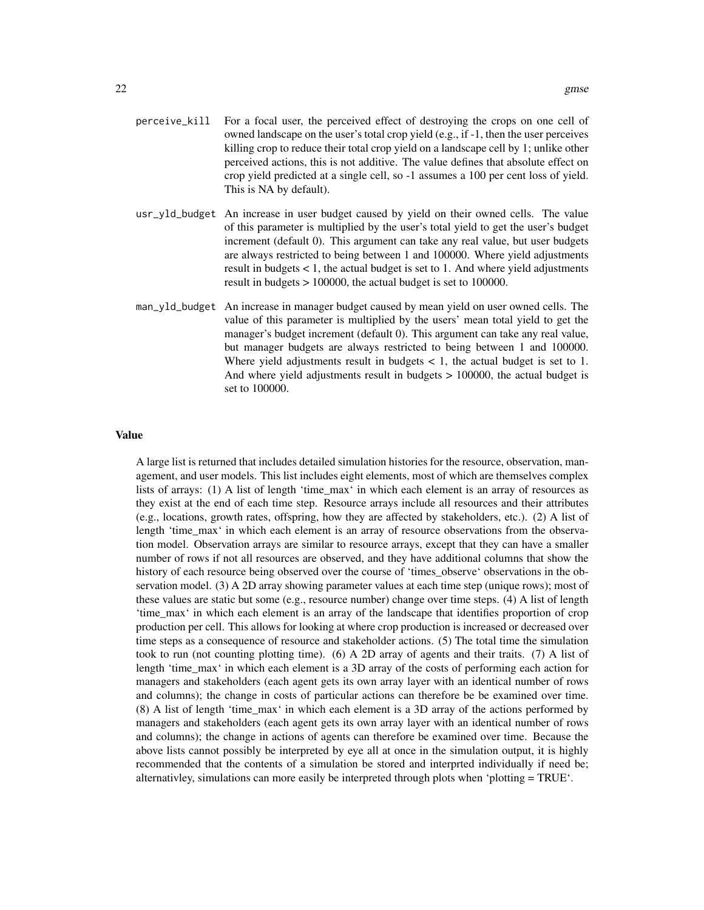perceive_kill
: For a focal user, the perceived effect of destroying the crops on one cell of owned landscape on the user's total crop yield (e.g., if -1, then the user perceives killing crop to reduce their total crop yield on a landscape cell by 1; unlike other perceived actions, this is not additive. The value defines that absolute effect on crop yield predicted at a single cell, so -1 assumes a 100 per cent loss of yield. This is NA by default).

usr_yld_budget
: An increase in user budget caused by yield on their owned cells. The value of this parameter is multiplied by the user's total yield to get the user's budget increment (default 0). This argument can take any real value, but user budgets are always restricted to being between 1 and 100000. Where yield adjustments result in budgets < 1, the actual budget is set to 1. And where yield adjustments result in budgets > 100000, the actual budget is set to 100000.

man_yld_budget
: An increase in manager budget caused by mean yield on user owned cells. The value of this parameter is multiplied by the users' mean total yield to get the manager's budget increment (default 0). This argument can take any real value, but manager budgets are always restricted to being between 1 and 100000. Where yield adjustments result in budgets < 1, the actual budget is set to 1. And where yield adjustments result in budgets > 100000, the actual budget is set to 100000.

## Value

A large list is returned that includes detailed simulation histories for the resource, observation, management, and user models. This list includes eight elements, most of which are themselves complex lists of arrays: (1) A list of length 'time_max' in which each element is an array of resources as they exist at the end of each time step. Resource arrays include all resources and their attributes (e.g., locations, growth rates, offspring, how they are affected by stakeholders, etc.). (2) A list of length 'time_max' in which each element is an array of resource observations from the observation model. Observation arrays are similar to resource arrays, except that they can have a smaller number of rows if not all resources are observed, and they have additional columns that show the history of each resource being observed over the course of 'times_observe' observations in the observation model. (3) A 2D array showing parameter values at each time step (unique rows); most of these values are static but some (e.g., resource number) change over time steps. (4) A list of length 'time_max' in which each element is an array of the landscape that identifies proportion of crop production per cell. This allows for looking at where crop production is increased or decreased over time steps as a consequence of resource and stakeholder actions. (5) The total time the simulation took to run (not counting plotting time). (6) A 2D array of agents and their traits. (7) A list of length 'time_max' in which each element is a 3D array of the costs of performing each action for managers and stakeholders (each agent gets its own array layer with an identical number of rows and columns); the change in costs of particular actions can therefore be be examined over time. (8) A list of length 'time_max' in which each element is a 3D array of the actions performed by managers and stakeholders (each agent gets its own array layer with an identical number of rows and columns); the change in actions of agents can therefore be examined over time. Because the above lists cannot possibly be interpreted by eye all at once in the simulation output, it is highly recommended that the contents of a simulation be stored and interprted individually if need be; alternativley, simulations can more easily be interpreted through plots when 'plotting = TRUE'.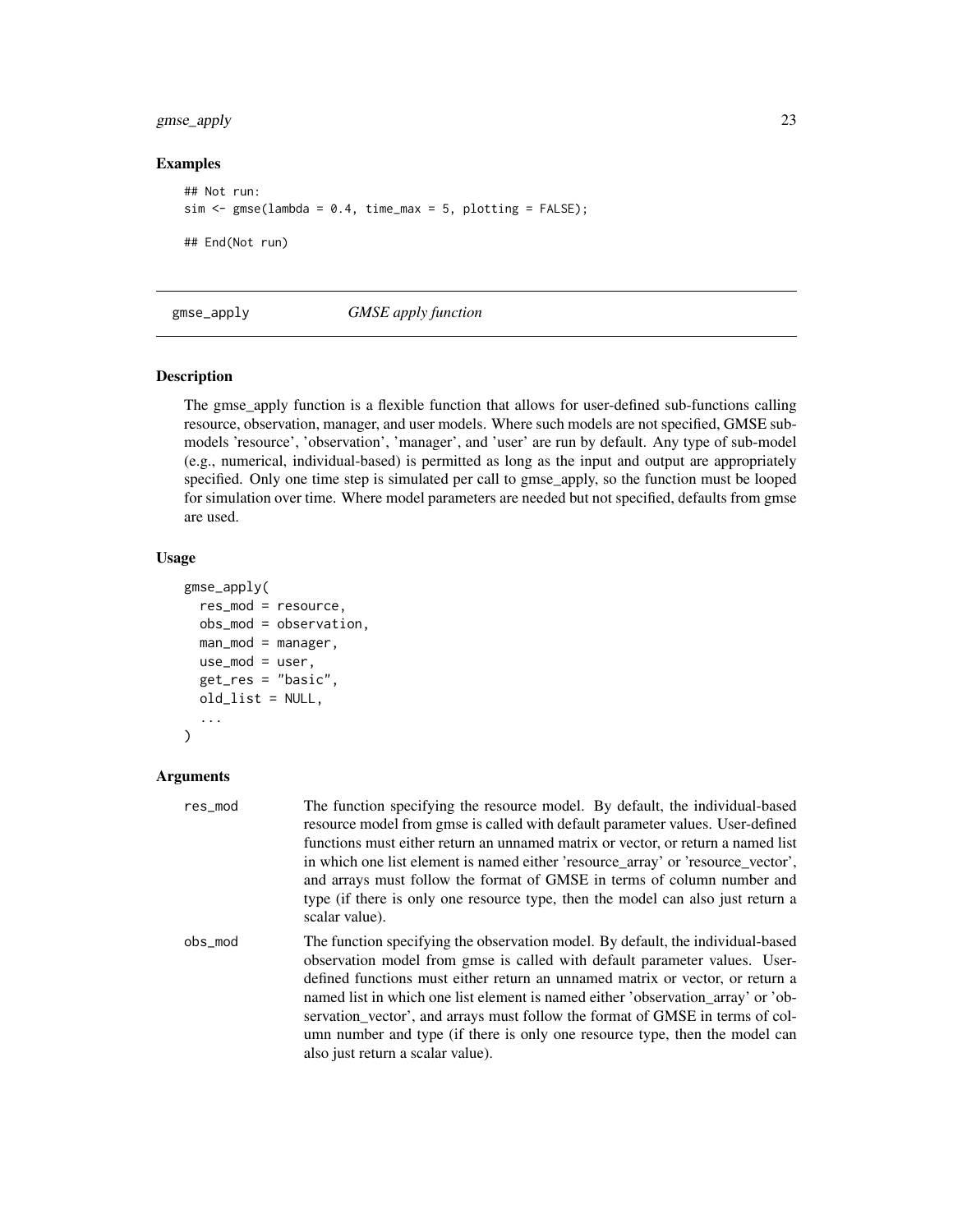## Examples

```
## Not run:
sim <- gmse(lambda = 0.4, time_max = 5, plotting = FALSE);

## End(Not run)
```

---

# gmse_apply — *GMSE apply function*

---

### Description

The gmse_apply function is a flexible function that allows for user-defined sub-functions calling resource, observation, manager, and user models. Where such models are not specified, GMSE sub-models 'resource', 'observation', 'manager', and 'user' are run by default. Any type of sub-model (e.g., numerical, individual-based) is permitted as long as the input and output are appropriately specified. Only one time step is simulated per call to gmse_apply, so the function must be looped for simulation over time. Where model parameters are needed but not specified, defaults from gmse are used.

### Usage

```
gmse_apply(
  res_mod = resource,
  obs_mod = observation,
  man_mod = manager,
  use_mod = user,
  get_res = "basic",
  old_list = NULL,
  ...
)
```

### Arguments

| | |
|---|---|
| res_mod | The function specifying the resource model. By default, the individual-based resource model from gmse is called with default parameter values. User-defined functions must either return an unnamed matrix or vector, or return a named list in which one list element is named either 'resource_array' or 'resource_vector', and arrays must follow the format of GMSE in terms of column number and type (if there is only one resource type, then the model can also just return a scalar value). |
| obs_mod | The function specifying the observation model. By default, the individual-based observation model from gmse is called with default parameter values. User-defined functions must either return an unnamed matrix or vector, or return a named list in which one list element is named either 'observation_array' or 'observation_vector', and arrays must follow the format of GMSE in terms of column number and type (if there is only one resource type, then the model can also just return a scalar value). |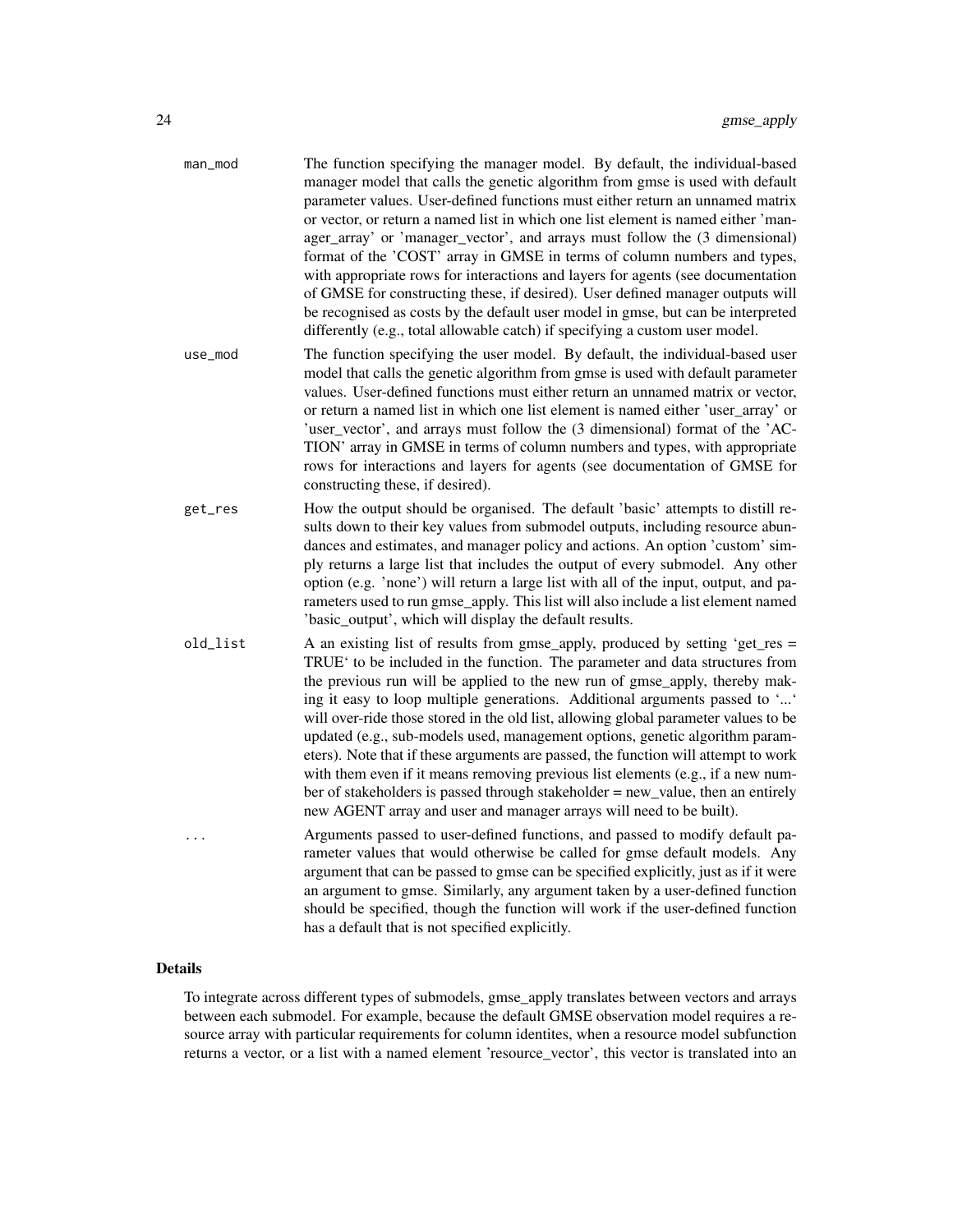| | |
|---|---|
| `man_mod` | The function specifying the manager model. By default, the individual-based manager model that calls the genetic algorithm from gmse is used with default parameter values. User-defined functions must either return an unnamed matrix or vector, or return a named list in which one list element is named either 'manager_array' or 'manager_vector', and arrays must follow the (3 dimensional) format of the 'COST' array in GMSE in terms of column numbers and types, with appropriate rows for interactions and layers for agents (see documentation of GMSE for constructing these, if desired). User defined manager outputs will be recognised as costs by the default user model in gmse, but can be interpreted differently (e.g., total allowable catch) if specifying a custom user model. |
| `use_mod` | The function specifying the user model. By default, the individual-based user model that calls the genetic algorithm from gmse is used with default parameter values. User-defined functions must either return an unnamed matrix or vector, or return a named list in which one list element is named either 'user_array' or 'user_vector', and arrays must follow the (3 dimensional) format of the 'ACTION' array in GMSE in terms of column numbers and types, with appropriate rows for interactions and layers for agents (see documentation of GMSE for constructing these, if desired). |
| `get_res` | How the output should be organised. The default 'basic' attempts to distill results down to their key values from submodel outputs, including resource abundances and estimates, and manager policy and actions. An option 'custom' simply returns a large list that includes the output of every submodel. Any other option (e.g. 'none') will return a large list with all of the input, output, and parameters used to run gmse_apply. This list will also include a list element named 'basic_output', which will display the default results. |
| `old_list` | A an existing list of results from gmse_apply, produced by setting 'get_res = TRUE' to be included in the function. The parameter and data structures from the previous run will be applied to the new run of gmse_apply, thereby making it easy to loop multiple generations. Additional arguments passed to '...' will over-ride those stored in the old list, allowing global parameter values to be updated (e.g., sub-models used, management options, genetic algorithm parameters). Note that if these arguments are passed, the function will attempt to work with them even if it means removing previous list elements (e.g., if a new number of stakeholders is passed through stakeholder = new_value, then an entirely new AGENT array and user and manager arrays will need to be built). |
| `...` | Arguments passed to user-defined functions, and passed to modify default parameter values that would otherwise be called for gmse default models. Any argument that can be passed to gmse can be specified explicitly, just as if it were an argument to gmse. Similarly, any argument taken by a user-defined function should be specified, though the function will work if the user-defined function has a default that is not specified explicitly. |

## Details

To integrate across different types of submodels, gmse_apply translates between vectors and arrays between each submodel. For example, because the default GMSE observation model requires a resource array with particular requirements for column identites, when a resource model subfunction returns a vector, or a list with a named element 'resource_vector', this vector is translated into an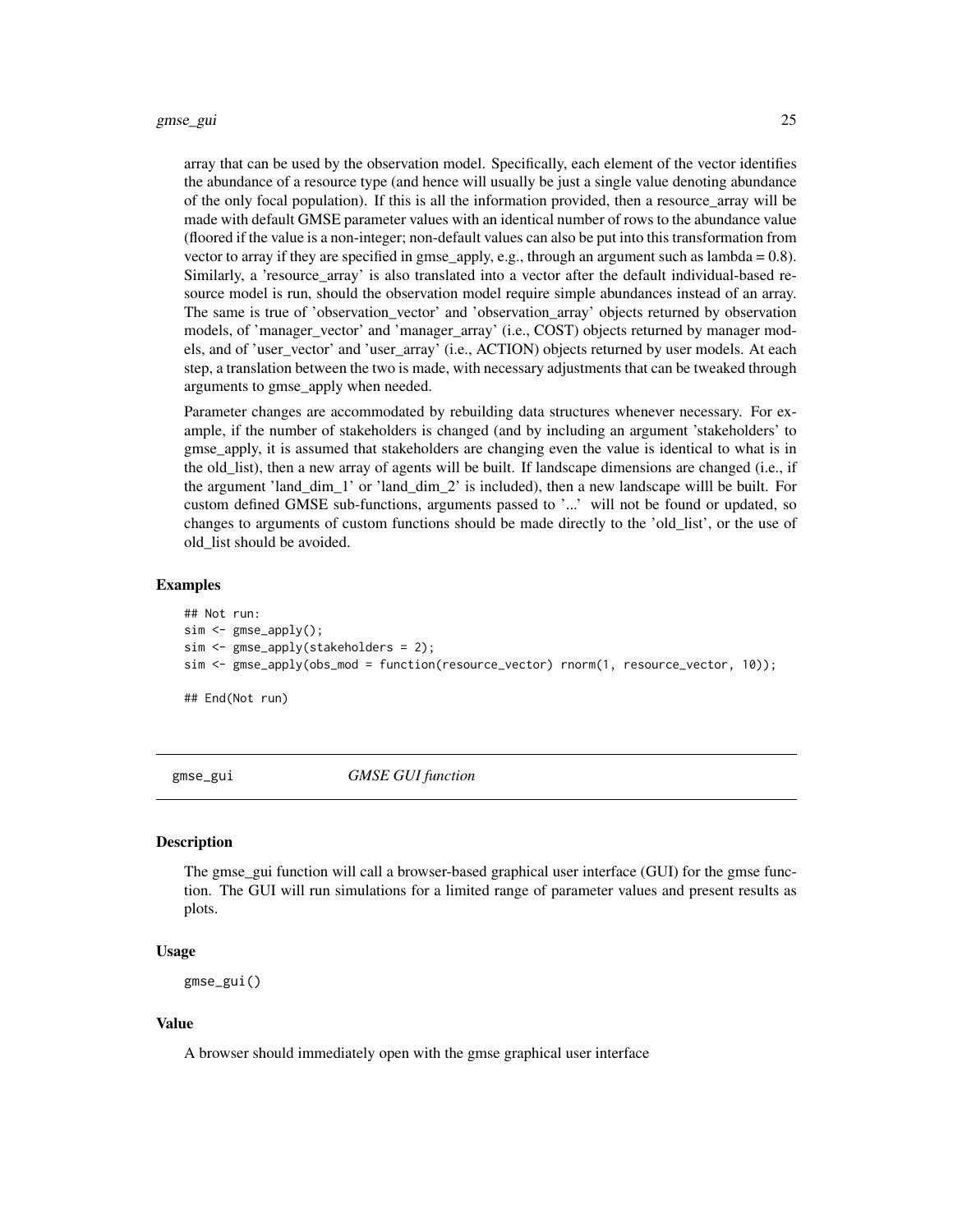array that can be used by the observation model. Specifically, each element of the vector identifies the abundance of a resource type (and hence will usually be just a single value denoting abundance of the only focal population). If this is all the information provided, then a resource_array will be made with default GMSE parameter values with an identical number of rows to the abundance value (floored if the value is a non-integer; non-default values can also be put into this transformation from vector to array if they are specified in gmse_apply, e.g., through an argument such as lambda = 0.8). Similarly, a 'resource_array' is also translated into a vector after the default individual-based resource model is run, should the observation model require simple abundances instead of an array. The same is true of 'observation_vector' and 'observation_array' objects returned by observation models, of 'manager_vector' and 'manager_array' (i.e., COST) objects returned by manager models, and of 'user_vector' and 'user_array' (i.e., ACTION) objects returned by user models. At each step, a translation between the two is made, with necessary adjustments that can be tweaked through arguments to gmse_apply when needed.

Parameter changes are accommodated by rebuilding data structures whenever necessary. For example, if the number of stakeholders is changed (and by including an argument 'stakeholders' to gmse_apply, it is assumed that stakeholders are changing even the value is identical to what is in the old_list), then a new array of agents will be built. If landscape dimensions are changed (i.e., if the argument 'land_dim_1' or 'land_dim_2' is included), then a new landscape willl be built. For custom defined GMSE sub-functions, arguments passed to '...' will not be found or updated, so changes to arguments of custom functions should be made directly to the 'old_list', or the use of old_list should be avoided.

### Examples

```
## Not run:
sim <- gmse_apply();
sim <- gmse_apply(stakeholders = 2);
sim <- gmse_apply(obs_mod = function(resource_vector) rnorm(1, resource_vector, 10));

## End(Not run)
```

## gmse_gui — *GMSE GUI function*

### Description

The gmse_gui function will call a browser-based graphical user interface (GUI) for the gmse function. The GUI will run simulations for a limited range of parameter values and present results as plots.

### Usage

```
gmse_gui()
```

### Value

A browser should immediately open with the gmse graphical user interface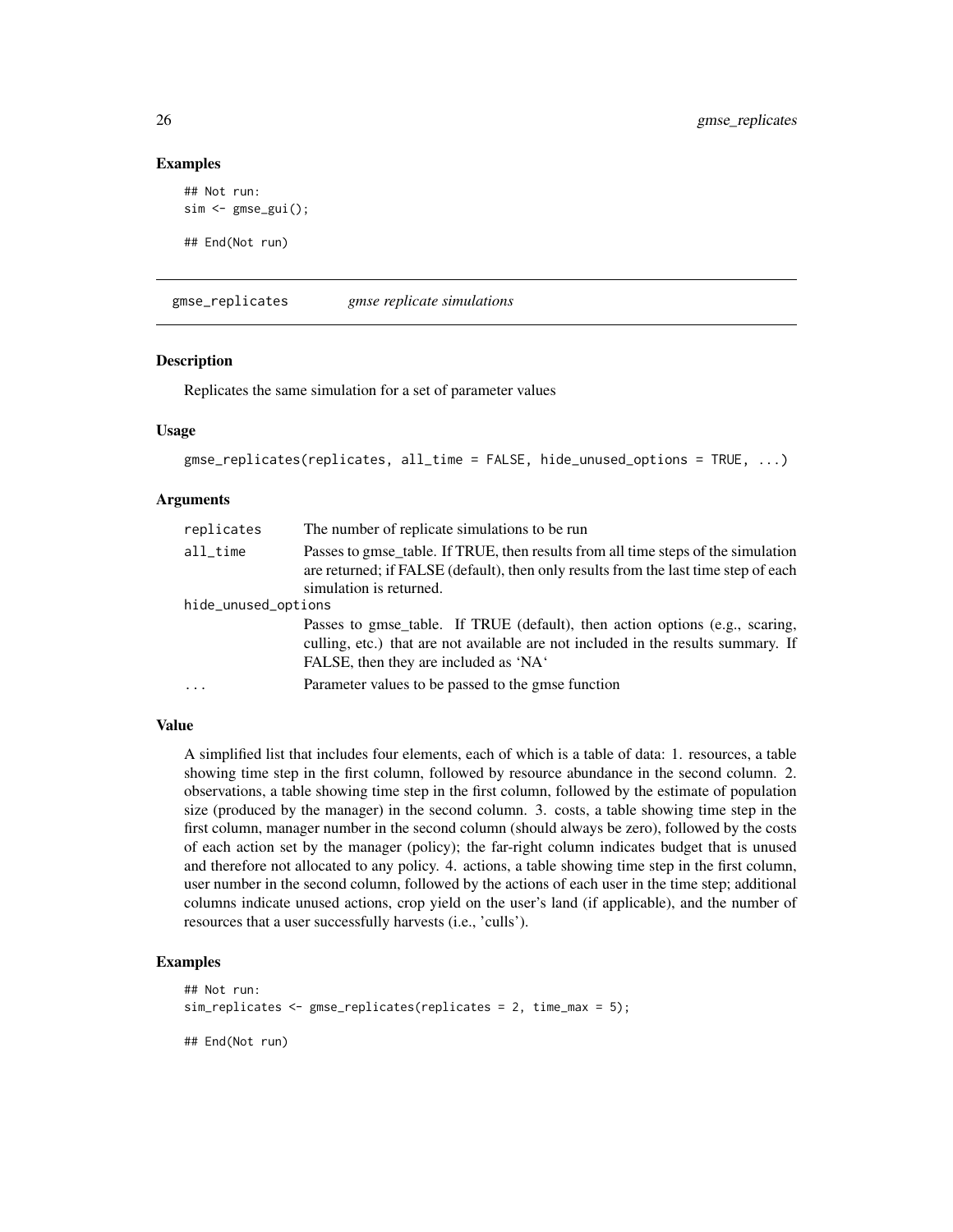## Examples

```
## Not run:
sim <- gmse_gui();

## End(Not run)
```

---

# gmse_replicates — *gmse replicate simulations*

## Description

Replicates the same simulation for a set of parameter values

## Usage

```
gmse_replicates(replicates, all_time = FALSE, hide_unused_options = TRUE, ...)
```

## Arguments

| Argument | Description |
|---|---|
| replicates | The number of replicate simulations to be run |
| all_time | Passes to gmse_table. If TRUE, then results from all time steps of the simulation are returned; if FALSE (default), then only results from the last time step of each simulation is returned. |
| hide_unused_options | Passes to gmse_table. If TRUE (default), then action options (e.g., scaring, culling, etc.) that are not available are not included in the results summary. If FALSE, then they are included as 'NA' |
| ... | Parameter values to be passed to the gmse function |

## Value

A simplified list that includes four elements, each of which is a table of data: 1. resources, a table showing time step in the first column, followed by resource abundance in the second column. 2. observations, a table showing time step in the first column, followed by the estimate of population size (produced by the manager) in the second column. 3. costs, a table showing time step in the first column, manager number in the second column (should always be zero), followed by the costs of each action set by the manager (policy); the far-right column indicates budget that is unused and therefore not allocated to any policy. 4. actions, a table showing time step in the first column, user number in the second column, followed by the actions of each user in the time step; additional columns indicate unused actions, crop yield on the user's land (if applicable), and the number of resources that a user successfully harvests (i.e., 'culls').

## Examples

```
## Not run:
sim_replicates <- gmse_replicates(replicates = 2, time_max = 5);

## End(Not run)
```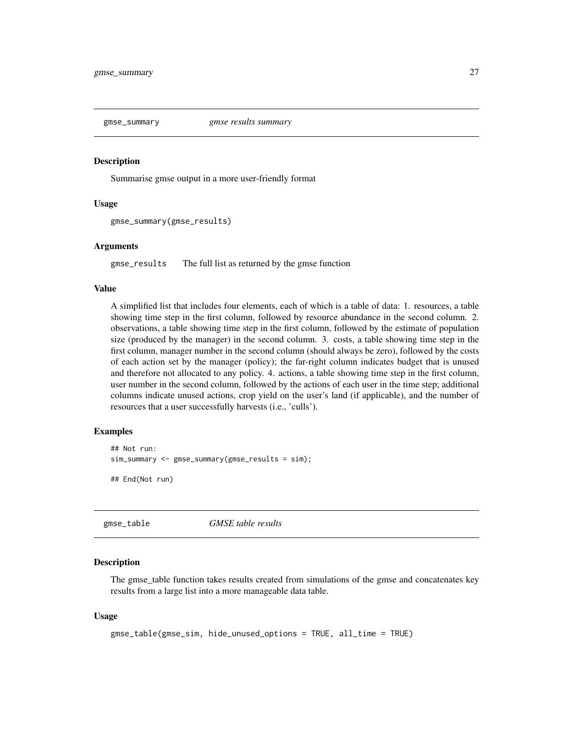## gmse_summary *gmse results summary*

### Description

Summarise gmse output in a more user-friendly format

### Usage

```
gmse_summary(gmse_results)
```

### Arguments

gmse_results The full list as returned by the gmse function

### Value

A simplified list that includes four elements, each of which is a table of data: 1. resources, a table showing time step in the first column, followed by resource abundance in the second column. 2. observations, a table showing time step in the first column, followed by the estimate of population size (produced by the manager) in the second column. 3. costs, a table showing time step in the first column, manager number in the second column (should always be zero), followed by the costs of each action set by the manager (policy); the far-right column indicates budget that is unused and therefore not allocated to any policy. 4. actions, a table showing time step in the first column, user number in the second column, followed by the actions of each user in the time step; additional columns indicate unused actions, crop yield on the user's land (if applicable), and the number of resources that a user successfully harvests (i.e., 'culls').

### Examples

```
## Not run:
sim_summary <- gmse_summary(gmse_results = sim);

## End(Not run)
```

## gmse_table *GMSE table results*

### Description

The gmse_table function takes results created from simulations of the gmse and concatenates key results from a large list into a more manageable data table.

### Usage

```
gmse_table(gmse_sim, hide_unused_options = TRUE, all_time = TRUE)
```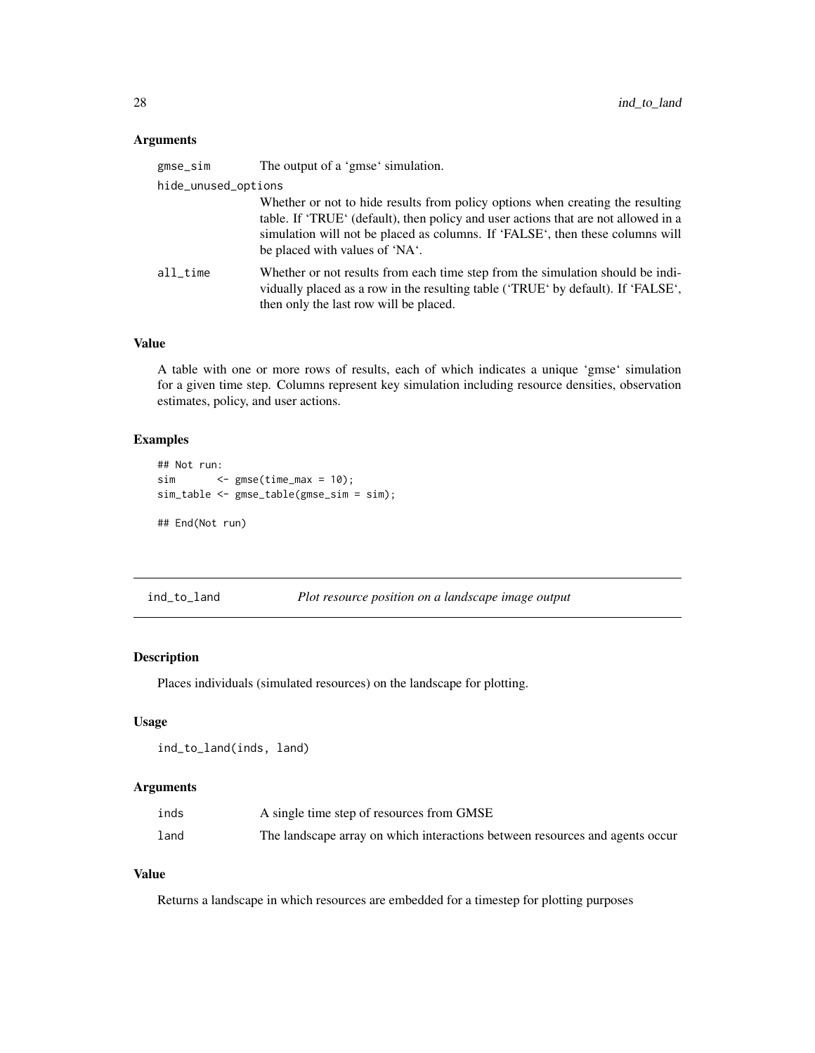### Arguments

| | |
|---|---|
| gmse_sim | The output of a 'gmse' simulation. |
| hide_unused_options | Whether or not to hide results from policy options when creating the resulting table. If 'TRUE' (default), then policy and user actions that are not allowed in a simulation will not be placed as columns. If 'FALSE', then these columns will be placed with values of 'NA'. |
| all_time | Whether or not results from each time step from the simulation should be individually placed as a row in the resulting table ('TRUE' by default). If 'FALSE', then only the last row will be placed. |

### Value

A table with one or more rows of results, each of which indicates a unique 'gmse' simulation for a given time step. Columns represent key simulation including resource densities, observation estimates, policy, and user actions.

### Examples

```
## Not run:
sim       <- gmse(time_max = 10);
sim_table <- gmse_table(gmse_sim = sim);

## End(Not run)
```

---

## ind_to_land — *Plot resource position on a landscape image output*

### Description

Places individuals (simulated resources) on the landscape for plotting.

### Usage

```
ind_to_land(inds, land)
```

### Arguments

| | |
|---|---|
| inds | A single time step of resources from GMSE |
| land | The landscape array on which interactions between resources and agents occur |

### Value

Returns a landscape in which resources are embedded for a timestep for plotting purposes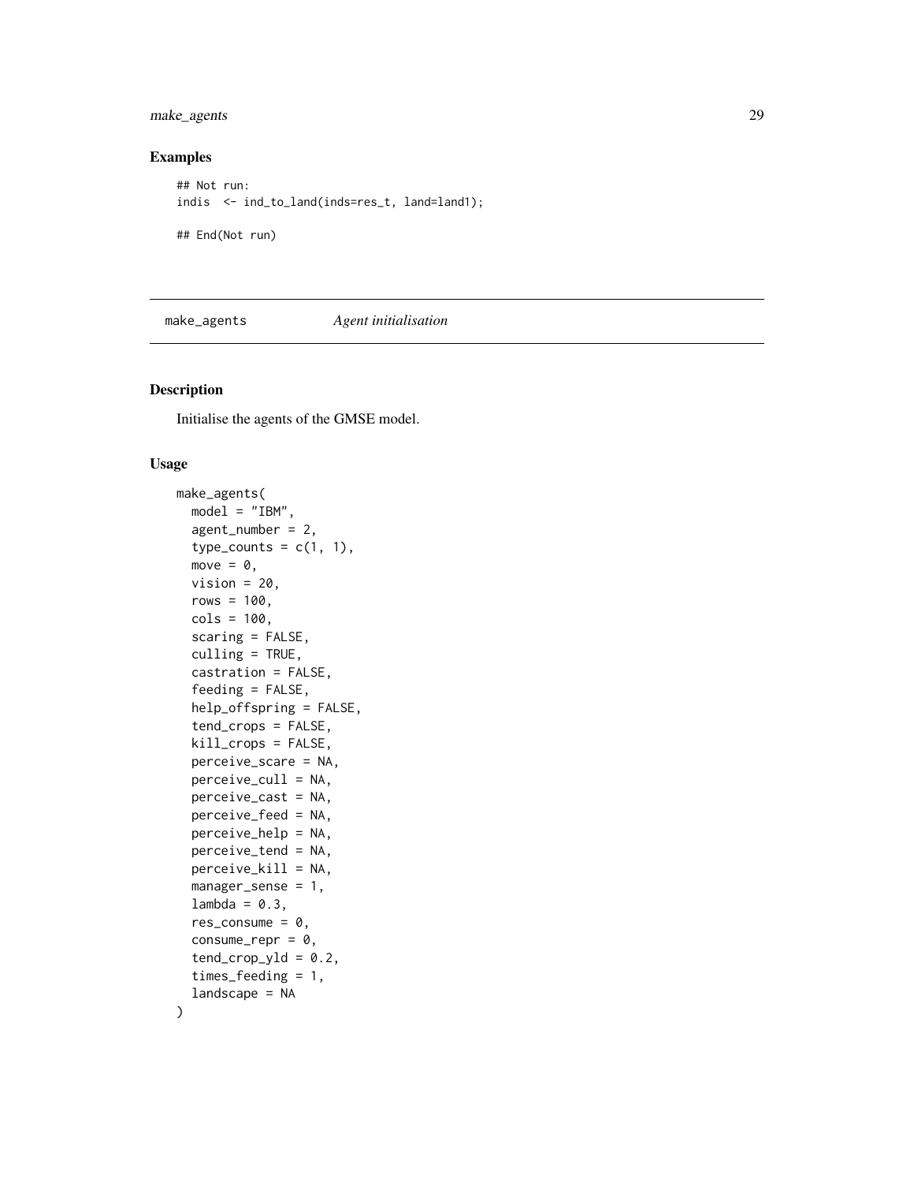## Examples

```
## Not run:
indis  <- ind_to_land(inds=res_t, land=land1);

## End(Not run)
```

---

# make_agents    *Agent initialisation*

---

## Description

Initialise the agents of the GMSE model.

## Usage

```
make_agents(
  model = "IBM",
  agent_number = 2,
  type_counts = c(1, 1),
  move = 0,
  vision = 20,
  rows = 100,
  cols = 100,
  scaring = FALSE,
  culling = TRUE,
  castration = FALSE,
  feeding = FALSE,
  help_offspring = FALSE,
  tend_crops = FALSE,
  kill_crops = FALSE,
  perceive_scare = NA,
  perceive_cull = NA,
  perceive_cast = NA,
  perceive_feed = NA,
  perceive_help = NA,
  perceive_tend = NA,
  perceive_kill = NA,
  manager_sense = 1,
  lambda = 0.3,
  res_consume = 0,
  consume_repr = 0,
  tend_crop_yld = 0.2,
  times_feeding = 1,
  landscape = NA
)
```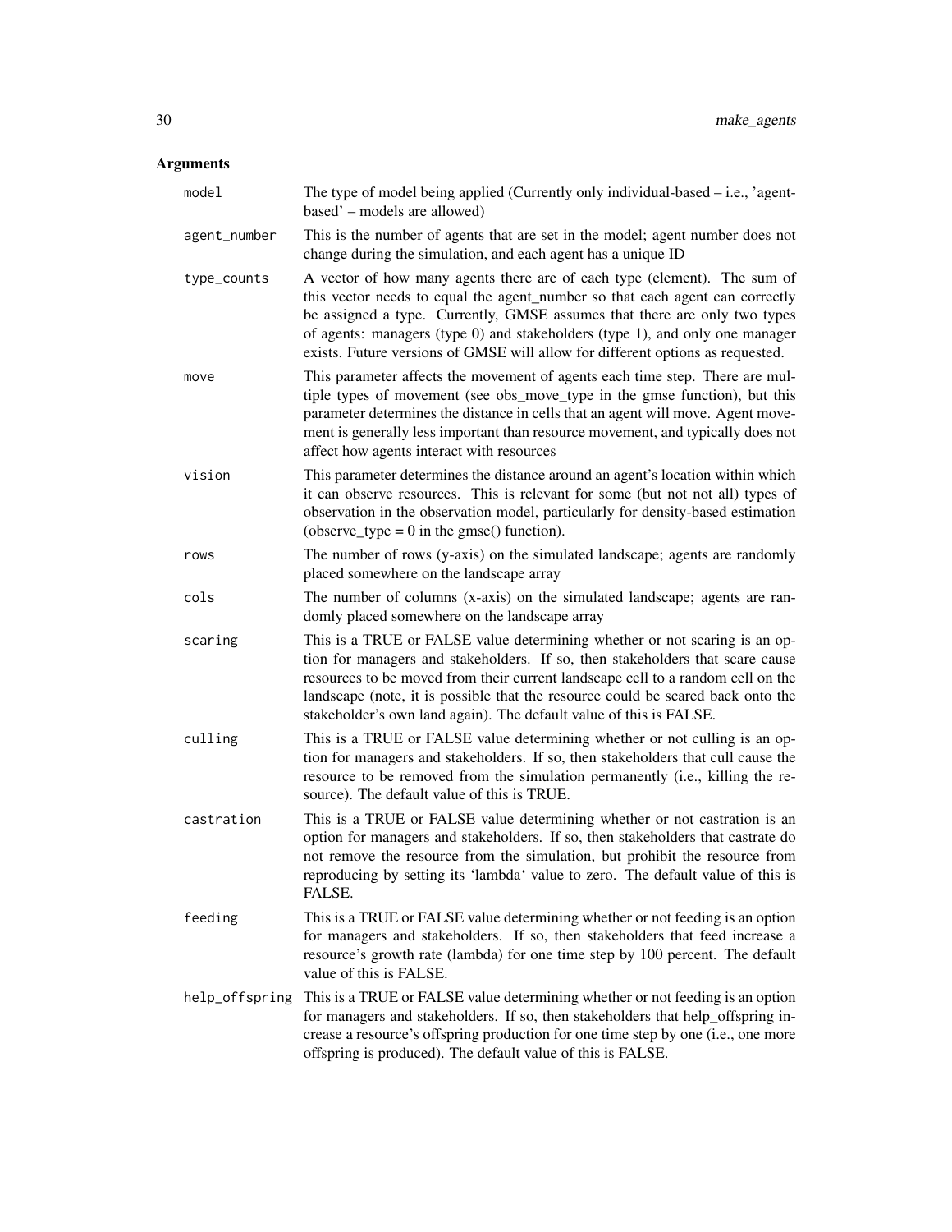## Arguments

**model** The type of model being applied (Currently only individual-based – i.e., 'agent-based' – models are allowed)

**agent_number** This is the number of agents that are set in the model; agent number does not change during the simulation, and each agent has a unique ID

**type_counts** A vector of how many agents there are of each type (element). The sum of this vector needs to equal the agent_number so that each agent can correctly be assigned a type. Currently, GMSE assumes that there are only two types of agents: managers (type 0) and stakeholders (type 1), and only one manager exists. Future versions of GMSE will allow for different options as requested.

**move** This parameter affects the movement of agents each time step. There are multiple types of movement (see obs_move_type in the gmse function), but this parameter determines the distance in cells that an agent will move. Agent movement is generally less important than resource movement, and typically does not affect how agents interact with resources

**vision** This parameter determines the distance around an agent's location within which it can observe resources. This is relevant for some (but not not all) types of observation in the observation model, particularly for density-based estimation (observe_type = 0 in the gmse() function).

**rows** The number of rows (y-axis) on the simulated landscape; agents are randomly placed somewhere on the landscape array

**cols** The number of columns (x-axis) on the simulated landscape; agents are randomly placed somewhere on the landscape array

**scaring** This is a TRUE or FALSE value determining whether or not scaring is an option for managers and stakeholders. If so, then stakeholders that scare cause resources to be moved from their current landscape cell to a random cell on the landscape (note, it is possible that the resource could be scared back onto the stakeholder's own land again). The default value of this is FALSE.

**culling** This is a TRUE or FALSE value determining whether or not culling is an option for managers and stakeholders. If so, then stakeholders that cull cause the resource to be removed from the simulation permanently (i.e., killing the resource). The default value of this is TRUE.

**castration** This is a TRUE or FALSE value determining whether or not castration is an option for managers and stakeholders. If so, then stakeholders that castrate do not remove the resource from the simulation, but prohibit the resource from reproducing by setting its 'lambda' value to zero. The default value of this is FALSE.

**feeding** This is a TRUE or FALSE value determining whether or not feeding is an option for managers and stakeholders. If so, then stakeholders that feed increase a resource's growth rate (lambda) for one time step by 100 percent. The default value of this is FALSE.

**help_offspring** This is a TRUE or FALSE value determining whether or not feeding is an option for managers and stakeholders. If so, then stakeholders that help_offspring increase a resource's offspring production for one time step by one (i.e., one more offspring is produced). The default value of this is FALSE.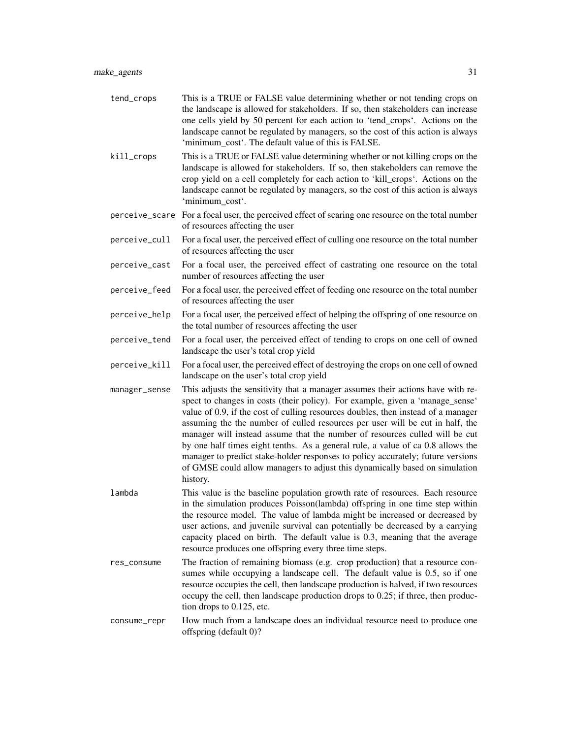tend_crops
: This is a TRUE or FALSE value determining whether or not tending crops on the landscape is allowed for stakeholders. If so, then stakeholders can increase one cells yield by 50 percent for each action to 'tend_crops'. Actions on the landscape cannot be regulated by managers, so the cost of this action is always 'minimum_cost'. The default value of this is FALSE.

kill_crops
: This is a TRUE or FALSE value determining whether or not killing crops on the landscape is allowed for stakeholders. If so, then stakeholders can remove the crop yield on a cell completely for each action to 'kill_crops'. Actions on the landscape cannot be regulated by managers, so the cost of this action is always 'minimum_cost'.

perceive_scare
: For a focal user, the perceived effect of scaring one resource on the total number of resources affecting the user

perceive_cull
: For a focal user, the perceived effect of culling one resource on the total number of resources affecting the user

perceive_cast
: For a focal user, the perceived effect of castrating one resource on the total number of resources affecting the user

perceive_feed
: For a focal user, the perceived effect of feeding one resource on the total number of resources affecting the user

perceive_help
: For a focal user, the perceived effect of helping the offspring of one resource on the total number of resources affecting the user

perceive_tend
: For a focal user, the perceived effect of tending to crops on one cell of owned landscape the user's total crop yield

perceive_kill
: For a focal user, the perceived effect of destroying the crops on one cell of owned landscape on the user's total crop yield

manager_sense
: This adjusts the sensitivity that a manager assumes their actions have with respect to changes in costs (their policy). For example, given a 'manage_sense' value of 0.9, if the cost of culling resources doubles, then instead of a manager assuming the the number of culled resources per user will be cut in half, the manager will instead assume that the number of resources culled will be cut by one half times eight tenths. As a general rule, a value of ca 0.8 allows the manager to predict stake-holder responses to policy accurately; future versions of GMSE could allow managers to adjust this dynamically based on simulation history.

lambda
: This value is the baseline population growth rate of resources. Each resource in the simulation produces Poisson(lambda) offspring in one time step within the resource model. The value of lambda might be increased or decreased by user actions, and juvenile survival can potentially be decreased by a carrying capacity placed on birth. The default value is 0.3, meaning that the average resource produces one offspring every three time steps.

res_consume
: The fraction of remaining biomass (e.g. crop production) that a resource consumes while occupying a landscape cell. The default value is 0.5, so if one resource occupies the cell, then landscape production is halved, if two resources occupy the cell, then landscape production drops to 0.25; if three, then production drops to 0.125, etc.

consume_repr
: How much from a landscape does an individual resource need to produce one offspring (default 0)?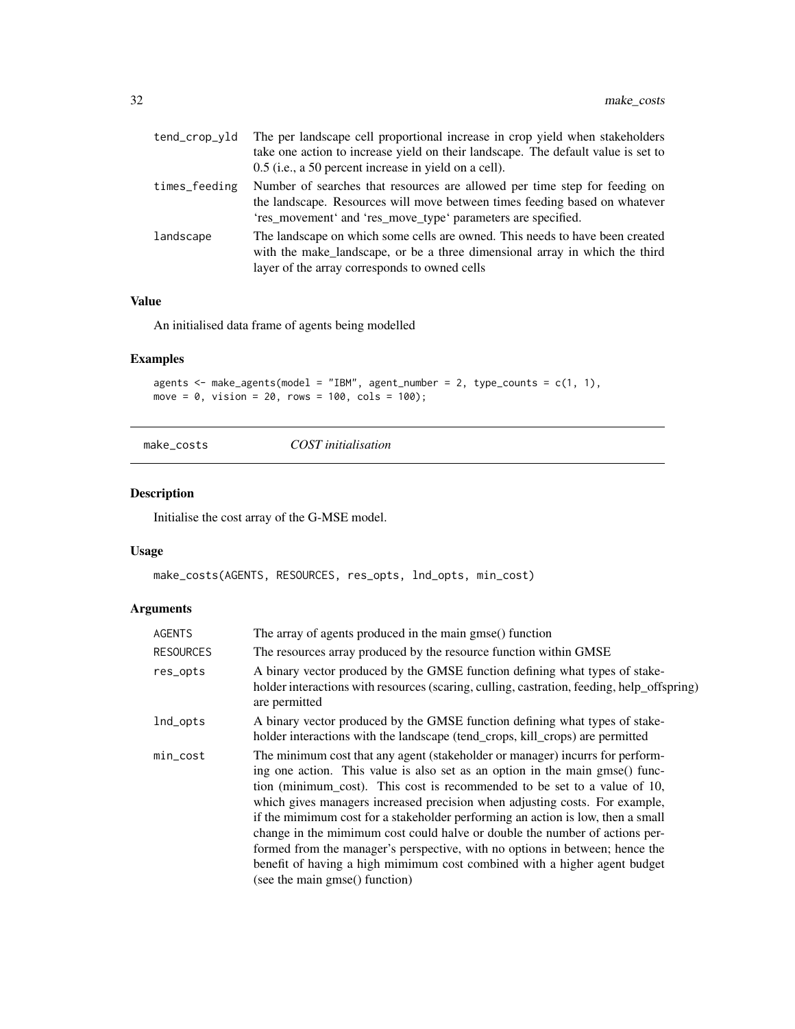| | |
|---|---|
| tend_crop_yld | The per landscape cell proportional increase in crop yield when stakeholders take one action to increase yield on their landscape. The default value is set to 0.5 (i.e., a 50 percent increase in yield on a cell). |
| times_feeding | Number of searches that resources are allowed per time step for feeding on the landscape. Resources will move between times feeding based on whatever 'res_movement' and 'res_move_type' parameters are specified. |
| landscape | The landscape on which some cells are owned. This needs to have been created with the make_landscape, or be a three dimensional array in which the third layer of the array corresponds to owned cells |

### Value

An initialised data frame of agents being modelled

### Examples

```
agents <- make_agents(model = "IBM", agent_number = 2, type_counts = c(1, 1),
move = 0, vision = 20, rows = 100, cols = 100);
```

---

## make_costs *COST initialisation*

### Description

Initialise the cost array of the G-MSE model.

### Usage

```
make_costs(AGENTS, RESOURCES, res_opts, lnd_opts, min_cost)
```

### Arguments

| | |
|---|---|
| AGENTS | The array of agents produced in the main gmse() function |
| RESOURCES | The resources array produced by the resource function within GMSE |
| res_opts | A binary vector produced by the GMSE function defining what types of stakeholder interactions with resources (scaring, culling, castration, feeding, help_offspring) are permitted |
| lnd_opts | A binary vector produced by the GMSE function defining what types of stakeholder interactions with the landscape (tend_crops, kill_crops) are permitted |
| min_cost | The minimum cost that any agent (stakeholder or manager) incurrs for performing one action. This value is also set as an option in the main gmse() function (minimum_cost). This cost is recommended to be set to a value of 10, which gives managers increased precision when adjusting costs. For example, if the mimimum cost for a stakeholder performing an action is low, then a small change in the mimimum cost could halve or double the number of actions performed from the manager's perspective, with no options in between; hence the benefit of having a high mimimum cost combined with a higher agent budget (see the main gmse() function) |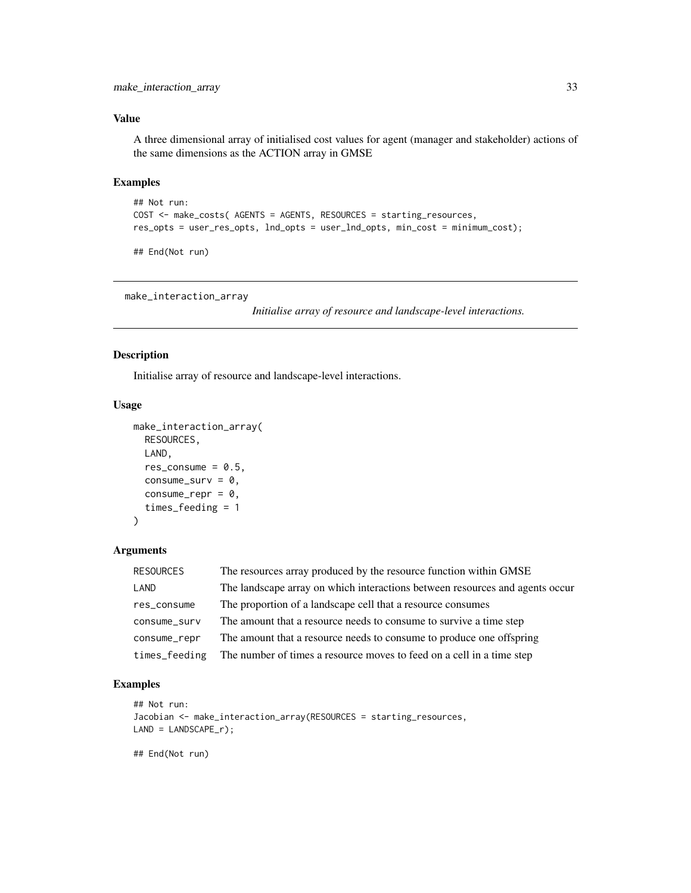### Value

A three dimensional array of initialised cost values for agent (manager and stakeholder) actions of the same dimensions as the ACTION array in GMSE

### Examples

```
## Not run:
COST <- make_costs( AGENTS = AGENTS, RESOURCES = starting_resources,
res_opts = user_res_opts, lnd_opts = user_lnd_opts, min_cost = minimum_cost);

## End(Not run)
```

---

## make_interaction_array

*Initialise array of resource and landscape-level interactions.*

---

### Description

Initialise array of resource and landscape-level interactions.

### Usage

```
make_interaction_array(
  RESOURCES,
  LAND,
  res_consume = 0.5,
  consume_surv = 0,
  consume_repr = 0,
  times_feeding = 1
)
```

### Arguments

| | |
|---|---|
| RESOURCES | The resources array produced by the resource function within GMSE |
| LAND | The landscape array on which interactions between resources and agents occur |
| res_consume | The proportion of a landscape cell that a resource consumes |
| consume_surv | The amount that a resource needs to consume to survive a time step |
| consume_repr | The amount that a resource needs to consume to produce one offspring |
| times_feeding | The number of times a resource moves to feed on a cell in a time step |

### Examples

```
## Not run:
Jacobian <- make_interaction_array(RESOURCES = starting_resources,
LAND = LANDSCAPE_r);

## End(Not run)
```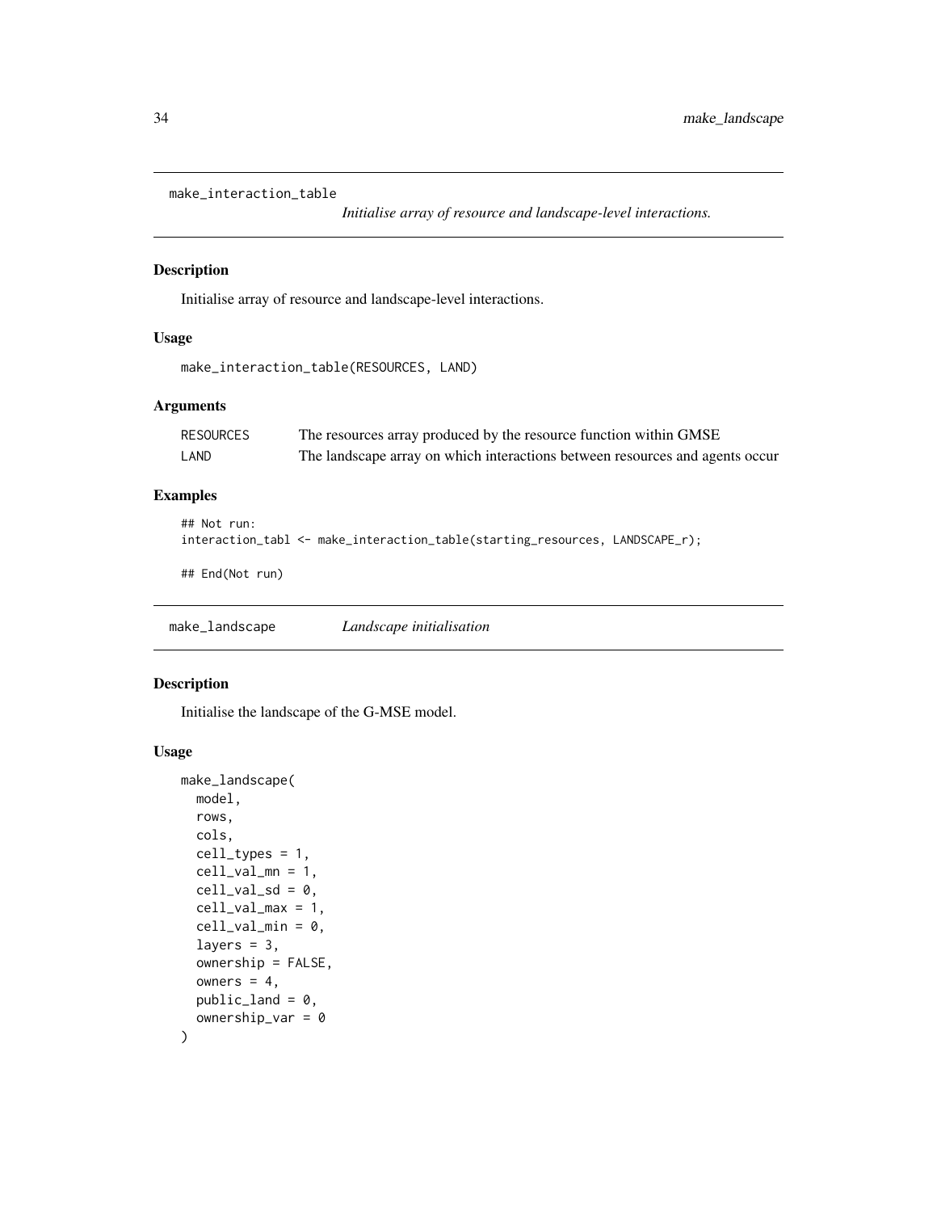## make_interaction_table

*Initialise array of resource and landscape-level interactions.*

### Description

Initialise array of resource and landscape-level interactions.

### Usage

```
make_interaction_table(RESOURCES, LAND)
```

### Arguments

| | |
|---|---|
| RESOURCES | The resources array produced by the resource function within GMSE |
| LAND | The landscape array on which interactions between resources and agents occur |

### Examples

```
## Not run:
interaction_tabl <- make_interaction_table(starting_resources, LANDSCAPE_r);

## End(Not run)
```

## make_landscape

*Landscape initialisation*

### Description

Initialise the landscape of the G-MSE model.

### Usage

```
make_landscape(
  model,
  rows,
  cols,
  cell_types = 1,
  cell_val_mn = 1,
  cell_val_sd = 0,
  cell_val_max = 1,
  cell_val_min = 0,
  layers = 3,
  ownership = FALSE,
  owners = 4,
  public_land = 0,
  ownership_var = 0
)
```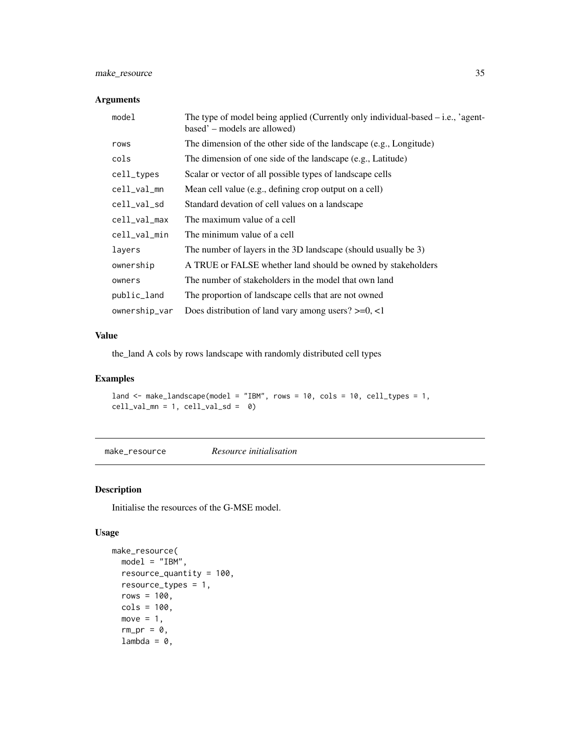### Arguments

| | |
|---|---|
| model | The type of model being applied (Currently only individual-based – i.e., 'agent-based' – models are allowed) |
| rows | The dimension of the other side of the landscape (e.g., Longitude) |
| cols | The dimension of one side of the landscape (e.g., Latitude) |
| cell_types | Scalar or vector of all possible types of landscape cells |
| cell_val_mn | Mean cell value (e.g., defining crop output on a cell) |
| cell_val_sd | Standard devation of cell values on a landscape |
| cell_val_max | The maximum value of a cell |
| cell_val_min | The minimum value of a cell |
| layers | The number of layers in the 3D landscape (should usually be 3) |
| ownership | A TRUE or FALSE whether land should be owned by stakeholders |
| owners | The number of stakeholders in the model that own land |
| public_land | The proportion of landscape cells that are not owned |
| ownership_var | Does distribution of land vary among users? >=0, <1 |

### Value

the_land A cols by rows landscape with randomly distributed cell types

### Examples

```
land <- make_landscape(model = "IBM", rows = 10, cols = 10, cell_types = 1,
cell_val_mn = 1, cell_val_sd =  0)
```

---

## make_resource *Resource initialisation*

### Description

Initialise the resources of the G-MSE model.

### Usage

```
make_resource(
  model = "IBM",
  resource_quantity = 100,
  resource_types = 1,
  rows = 100,
  cols = 100,
  move = 1,
  rm_pr = 0,
  lambda = 0,
```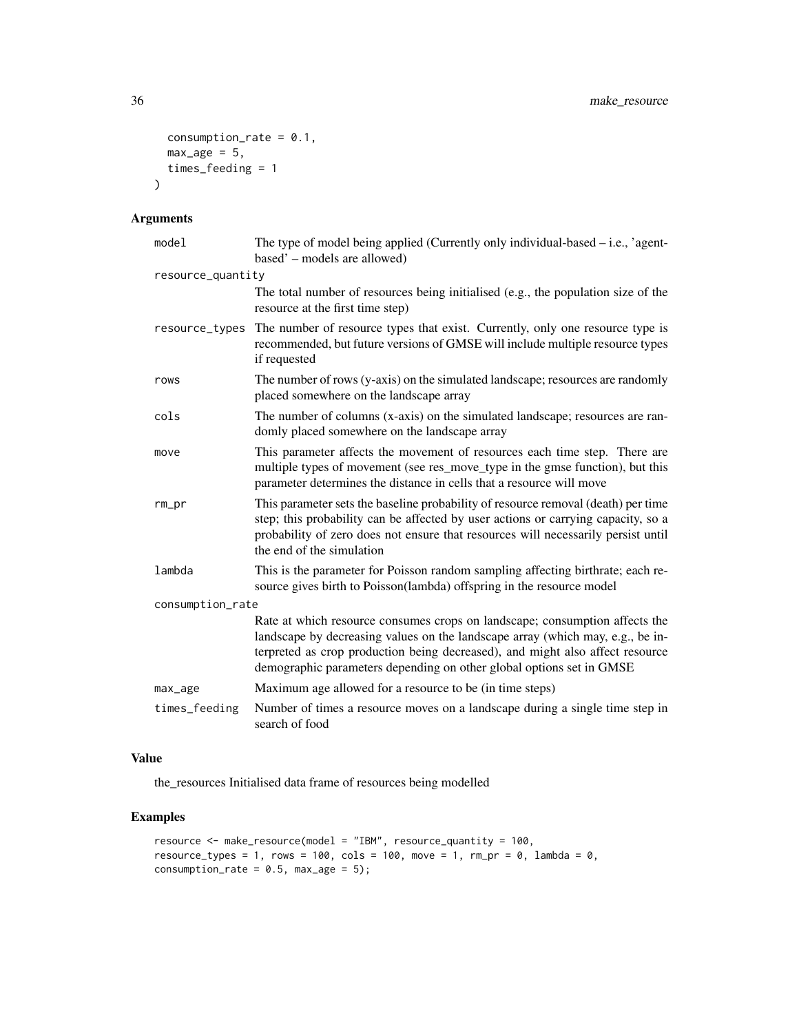```
  consumption_rate = 0.1,
  max_age = 5,
  times_feeding = 1
)
```

## Arguments

| | |
|---|---|
| model | The type of model being applied (Currently only individual-based – i.e., 'agent-based' – models are allowed) |
| resource_quantity | The total number of resources being initialised (e.g., the population size of the resource at the first time step) |
| resource_types | The number of resource types that exist. Currently, only one resource type is recommended, but future versions of GMSE will include multiple resource types if requested |
| rows | The number of rows (y-axis) on the simulated landscape; resources are randomly placed somewhere on the landscape array |
| cols | The number of columns (x-axis) on the simulated landscape; resources are randomly placed somewhere on the landscape array |
| move | This parameter affects the movement of resources each time step. There are multiple types of movement (see res_move_type in the gmse function), but this parameter determines the distance in cells that a resource will move |
| rm_pr | This parameter sets the baseline probability of resource removal (death) per time step; this probability can be affected by user actions or carrying capacity, so a probability of zero does not ensure that resources will necessarily persist until the end of the simulation |
| lambda | This is the parameter for Poisson random sampling affecting birthrate; each resource gives birth to Poisson(lambda) offspring in the resource model |
| consumption_rate | Rate at which resource consumes crops on landscape; consumption affects the landscape by decreasing values on the landscape array (which may, e.g., be interpreted as crop production being decreased), and might also affect resource demographic parameters depending on other global options set in GMSE |
| max_age | Maximum age allowed for a resource to be (in time steps) |
| times_feeding | Number of times a resource moves on a landscape during a single time step in search of food |

## Value

the_resources Initialised data frame of resources being modelled

## Examples

```
resource <- make_resource(model = "IBM", resource_quantity = 100,
resource_types = 1, rows = 100, cols = 100, move = 1, rm_pr = 0, lambda = 0,
consumption_rate = 0.5, max_age = 5);
```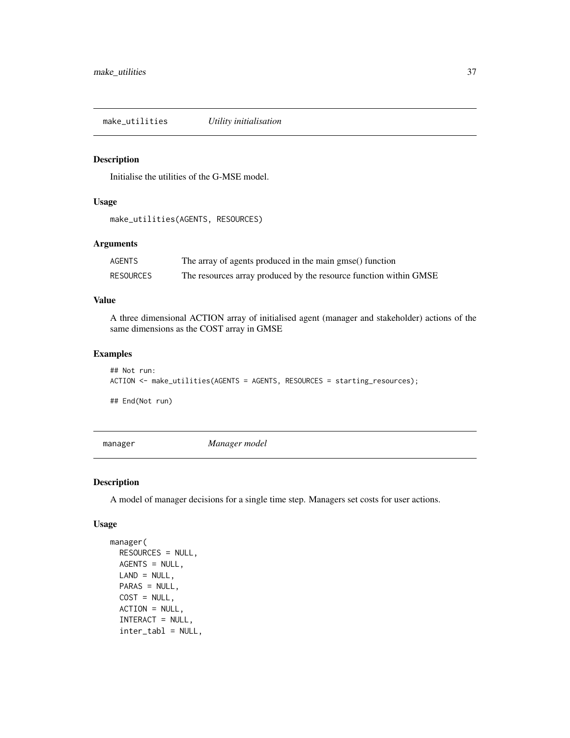## make_utilities — *Utility initialisation*

### Description

Initialise the utilities of the G-MSE model.

### Usage

```
make_utilities(AGENTS, RESOURCES)
```

### Arguments

| | |
|---|---|
| AGENTS | The array of agents produced in the main gmse() function |
| RESOURCES | The resources array produced by the resource function within GMSE |

### Value

A three dimensional ACTION array of initialised agent (manager and stakeholder) actions of the same dimensions as the COST array in GMSE

### Examples

```
## Not run:
ACTION <- make_utilities(AGENTS = AGENTS, RESOURCES = starting_resources);

## End(Not run)
```

## manager — *Manager model*

### Description

A model of manager decisions for a single time step. Managers set costs for user actions.

### Usage

```
manager(
  RESOURCES = NULL,
  AGENTS = NULL,
  LAND = NULL,
  PARAS = NULL,
  COST = NULL,
  ACTION = NULL,
  INTERACT = NULL,
  inter_tabl = NULL,
```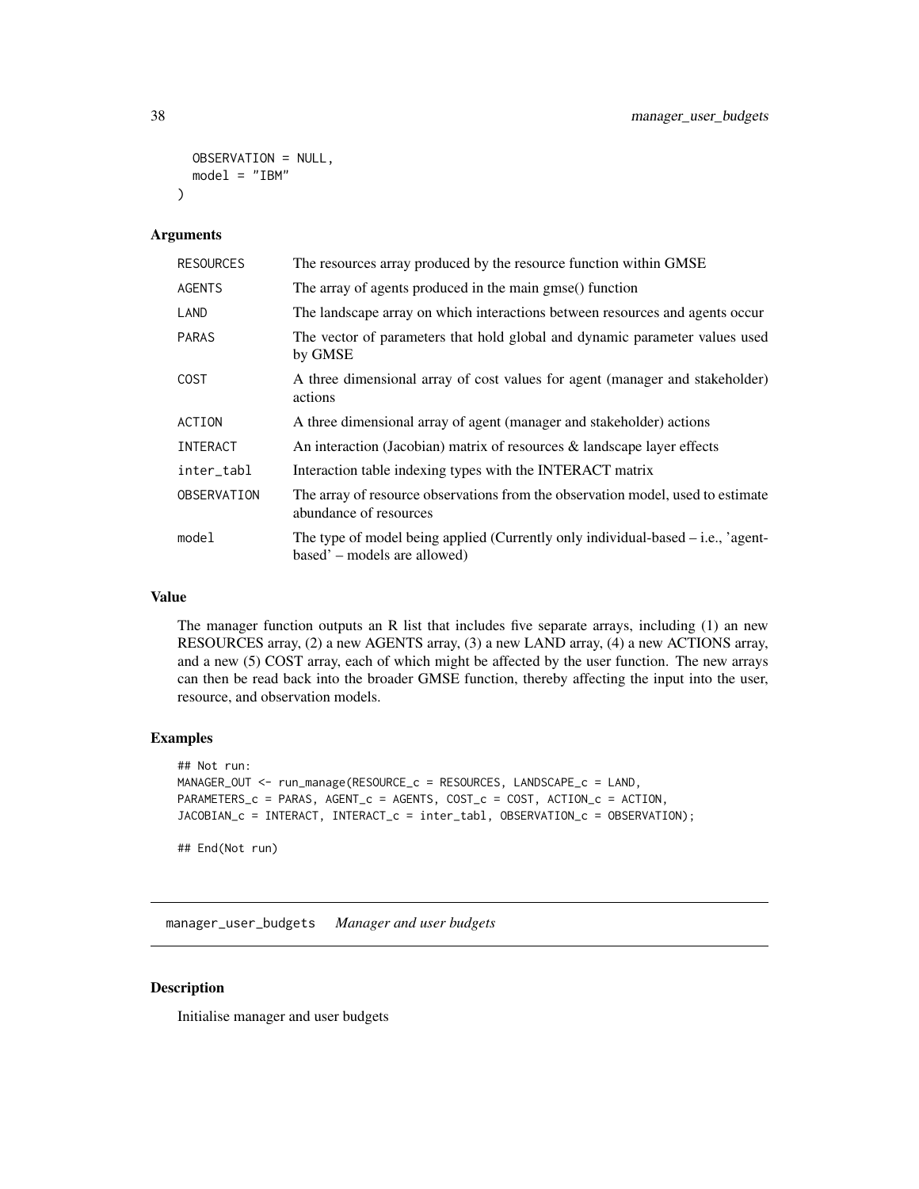```
  OBSERVATION = NULL,
  model = "IBM"
)
```

### Arguments

| | |
|---|---|
| RESOURCES | The resources array produced by the resource function within GMSE |
| AGENTS | The array of agents produced in the main gmse() function |
| LAND | The landscape array on which interactions between resources and agents occur |
| PARAS | The vector of parameters that hold global and dynamic parameter values used by GMSE |
| COST | A three dimensional array of cost values for agent (manager and stakeholder) actions |
| ACTION | A three dimensional array of agent (manager and stakeholder) actions |
| INTERACT | An interaction (Jacobian) matrix of resources & landscape layer effects |
| inter_tabl | Interaction table indexing types with the INTERACT matrix |
| OBSERVATION | The array of resource observations from the observation model, used to estimate abundance of resources |
| model | The type of model being applied (Currently only individual-based – i.e., 'agent-based' – models are allowed) |

### Value

The manager function outputs an R list that includes five separate arrays, including (1) an new RESOURCES array, (2) a new AGENTS array, (3) a new LAND array, (4) a new ACTIONS array, and a new (5) COST array, each of which might be affected by the user function. The new arrays can then be read back into the broader GMSE function, thereby affecting the input into the user, resource, and observation models.

### Examples

```
## Not run:
MANAGER_OUT <- run_manage(RESOURCE_c = RESOURCES, LANDSCAPE_c = LAND,
PARAMETERS_c = PARAS, AGENT_c = AGENTS, COST_c = COST, ACTION_c = ACTION,
JACOBIAN_c = INTERACT, INTERACT_c = inter_tabl, OBSERVATION_c = OBSERVATION);

## End(Not run)
```

---

## manager_user_budgets *Manager and user budgets*

### Description

Initialise manager and user budgets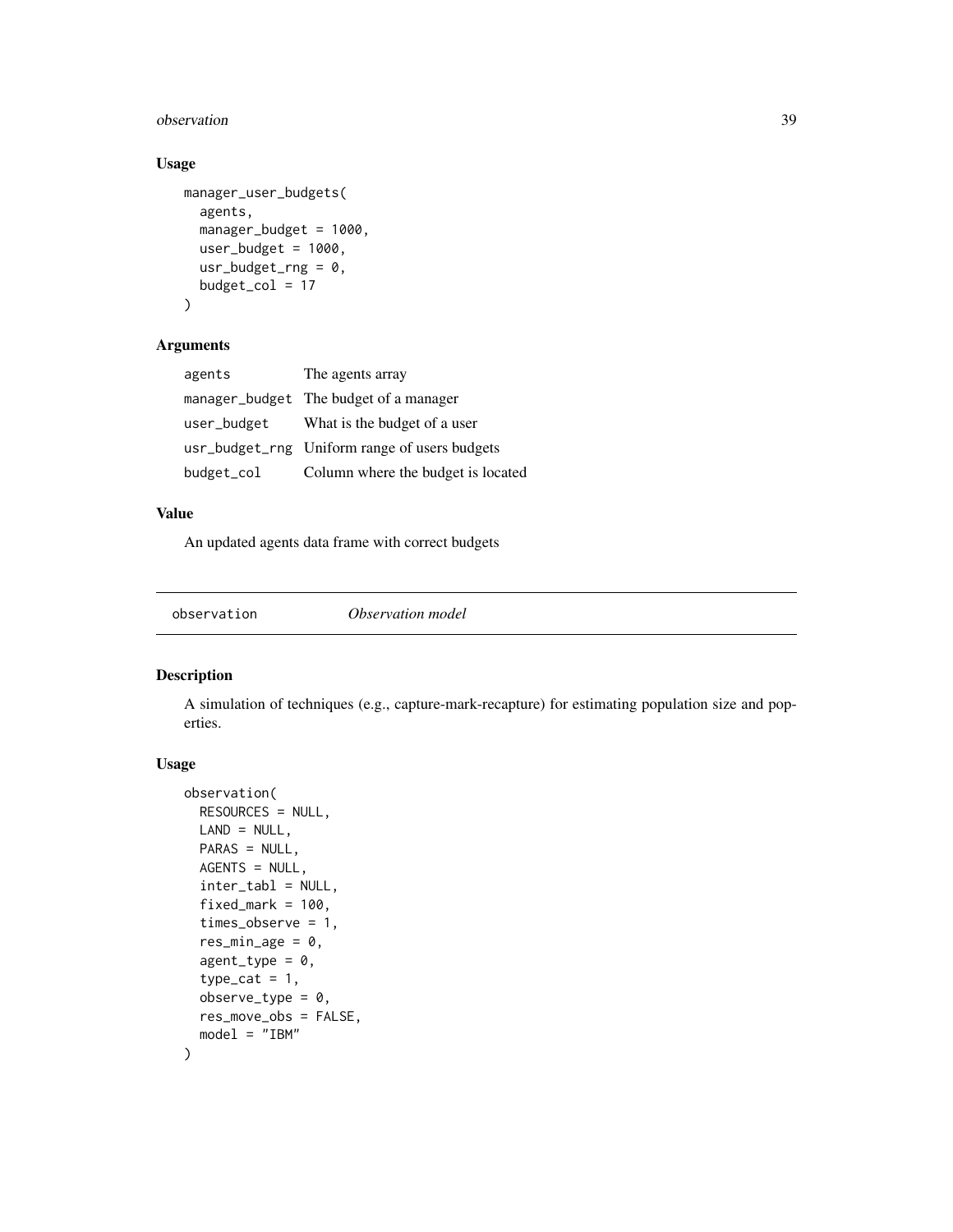### Usage

```
manager_user_budgets(
  agents,
  manager_budget = 1000,
  user_budget = 1000,
  usr_budget_rng = 0,
  budget_col = 17
)
```

### Arguments

| | |
|---|---|
| agents | The agents array |
| manager_budget | The budget of a manager |
| user_budget | What is the budget of a user |
| usr_budget_rng | Uniform range of users budgets |
| budget_col | Column where the budget is located |

### Value

An updated agents data frame with correct budgets

---

## observation — *Observation model*

---

### Description

A simulation of techniques (e.g., capture-mark-recapture) for estimating population size and properties.

### Usage

```
observation(
  RESOURCES = NULL,
  LAND = NULL,
  PARAS = NULL,
  AGENTS = NULL,
  inter_tabl = NULL,
  fixed_mark = 100,
  times_observe = 1,
  res_min_age = 0,
  agent_type = 0,
  type_cat = 1,
  observe_type = 0,
  res_move_obs = FALSE,
  model = "IBM"
)
```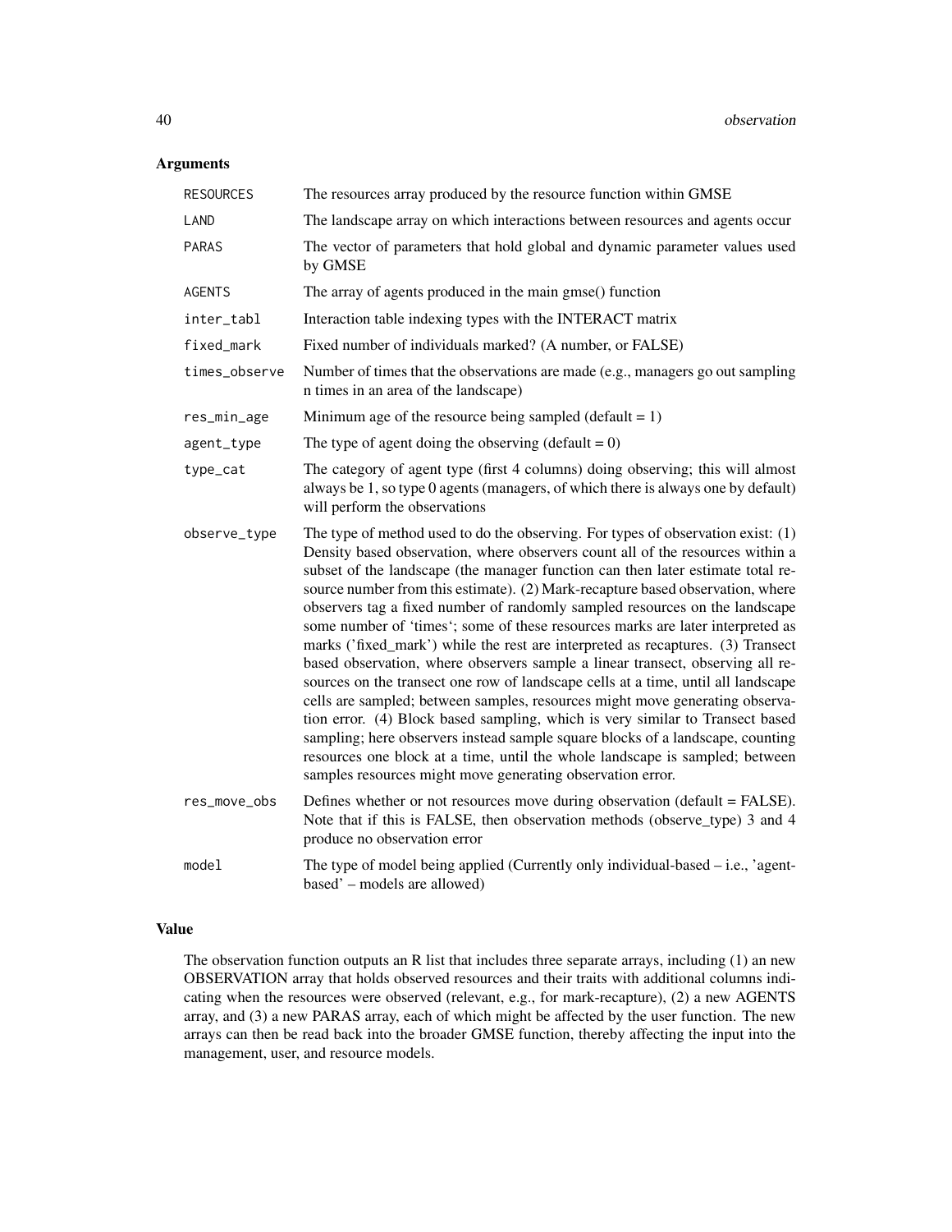## Arguments

| Argument | Description |
|---|---|
| `RESOURCES` | The resources array produced by the resource function within GMSE |
| `LAND` | The landscape array on which interactions between resources and agents occur |
| `PARAS` | The vector of parameters that hold global and dynamic parameter values used by GMSE |
| `AGENTS` | The array of agents produced in the main gmse() function |
| `inter_tabl` | Interaction table indexing types with the INTERACT matrix |
| `fixed_mark` | Fixed number of individuals marked? (A number, or FALSE) |
| `times_observe` | Number of times that the observations are made (e.g., managers go out sampling n times in an area of the landscape) |
| `res_min_age` | Minimum age of the resource being sampled (default = 1) |
| `agent_type` | The type of agent doing the observing (default = 0) |
| `type_cat` | The category of agent type (first 4 columns) doing observing; this will almost always be 1, so type 0 agents (managers, of which there is always one by default) will perform the observations |
| `observe_type` | The type of method used to do the observing. For types of observation exist: (1) Density based observation, where observers count all of the resources within a subset of the landscape (the manager function can then later estimate total resource number from this estimate). (2) Mark-recapture based observation, where observers tag a fixed number of randomly sampled resources on the landscape some number of 'times'; some of these resources marks are later interpreted as marks ('fixed_mark') while the rest are interpreted as recaptures. (3) Transect based observation, where observers sample a linear transect, observing all resources on the transect one row of landscape cells at a time, until all landscape cells are sampled; between samples, resources might move generating observation error. (4) Block based sampling, which is very similar to Transect based sampling; here observers instead sample square blocks of a landscape, counting resources one block at a time, until the whole landscape is sampled; between samples resources might move generating observation error. |
| `res_move_obs` | Defines whether or not resources move during observation (default = FALSE). Note that if this is FALSE, then observation methods (observe_type) 3 and 4 produce no observation error |
| `model` | The type of model being applied (Currently only individual-based – i.e., 'agent-based' – models are allowed) |

## Value

The observation function outputs an R list that includes three separate arrays, including (1) an new OBSERVATION array that holds observed resources and their traits with additional columns indicating when the resources were observed (relevant, e.g., for mark-recapture), (2) a new AGENTS array, and (3) a new PARAS array, each of which might be affected by the user function. The new arrays can then be read back into the broader GMSE function, thereby affecting the input into the management, user, and resource models.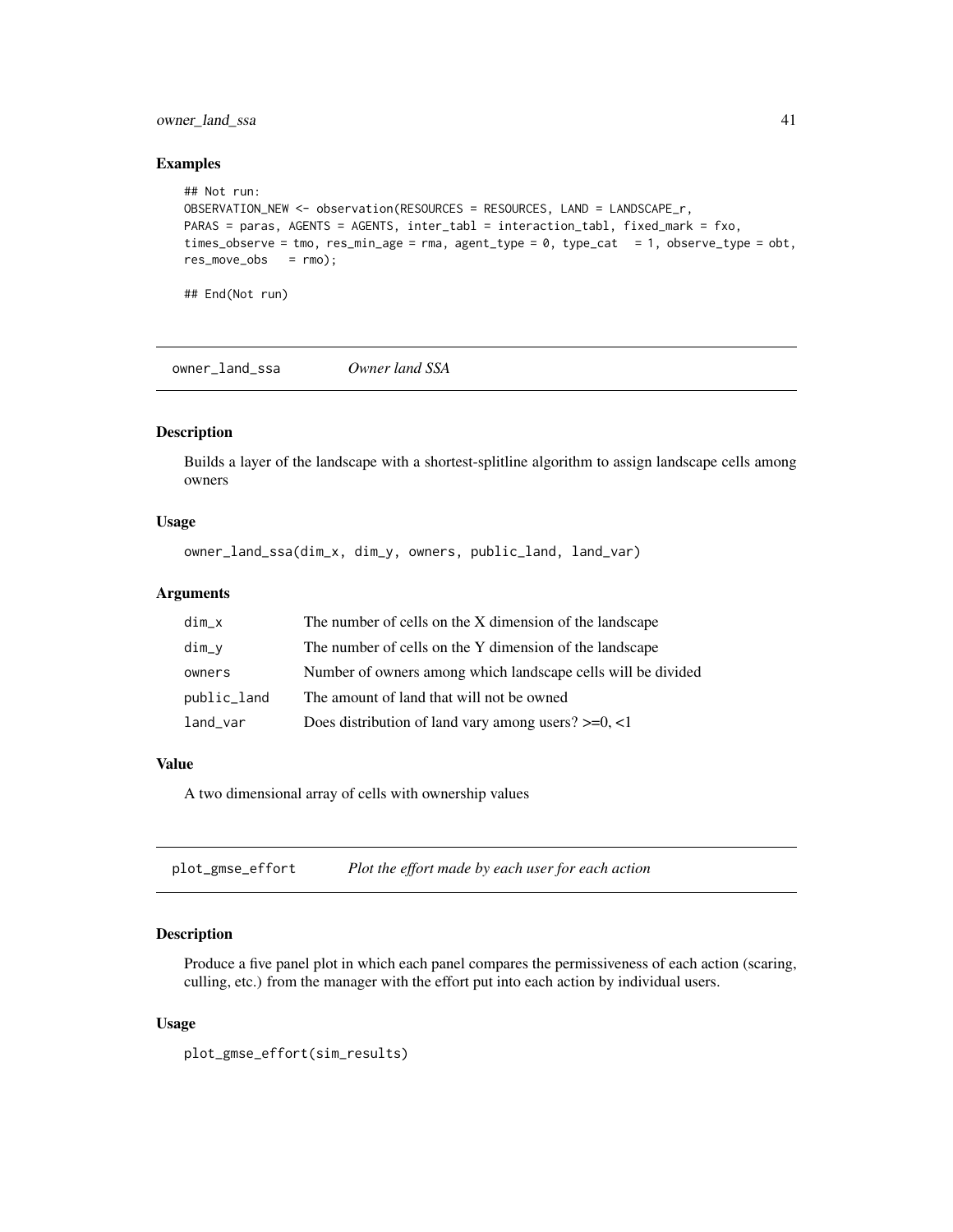## Examples

```
## Not run:
OBSERVATION_NEW <- observation(RESOURCES = RESOURCES, LAND = LANDSCAPE_r,
PARAS = paras, AGENTS = AGENTS, inter_tabl = interaction_tabl, fixed_mark = fxo,
times_observe = tmo, res_min_age = rma, agent_type = 0, type_cat  = 1, observe_type = obt,
res_move_obs   = rmo);

## End(Not run)
```

---

# owner_land_ssa — *Owner land SSA*

## Description

Builds a layer of the landscape with a shortest-splitline algorithm to assign landscape cells among owners

## Usage

```
owner_land_ssa(dim_x, dim_y, owners, public_land, land_var)
```

## Arguments

| | |
|---|---|
| dim_x | The number of cells on the X dimension of the landscape |
| dim_y | The number of cells on the Y dimension of the landscape |
| owners | Number of owners among which landscape cells will be divided |
| public_land | The amount of land that will not be owned |
| land_var | Does distribution of land vary among users? >=0, <1 |

## Value

A two dimensional array of cells with ownership values

---

# plot_gmse_effort — *Plot the effort made by each user for each action*

## Description

Produce a five panel plot in which each panel compares the permissiveness of each action (scaring, culling, etc.) from the manager with the effort put into each action by individual users.

## Usage

```
plot_gmse_effort(sim_results)
```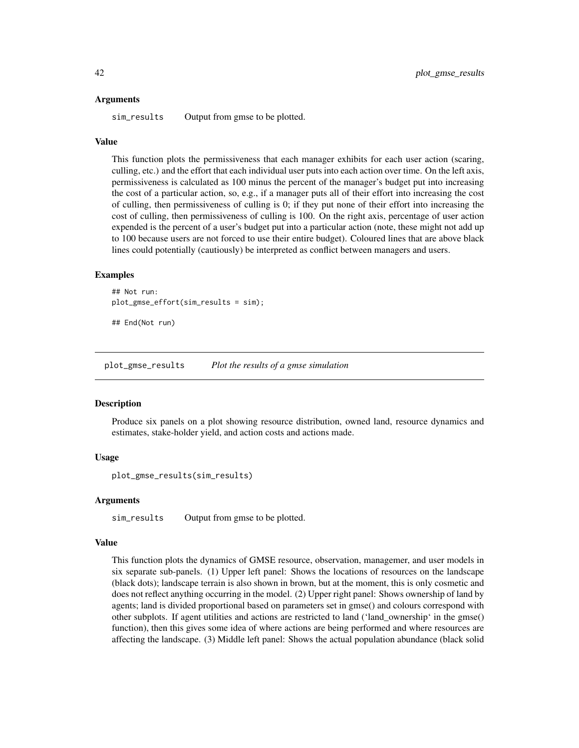### Arguments

sim_results    Output from gmse to be plotted.

### Value

This function plots the permissiveness that each manager exhibits for each user action (scaring, culling, etc.) and the effort that each individual user puts into each action over time. On the left axis, permissiveness is calculated as 100 minus the percent of the manager's budget put into increasing the cost of a particular action, so, e.g., if a manager puts all of their effort into increasing the cost of culling, then permissiveness of culling is 0; if they put none of their effort into increasing the cost of culling, then permissiveness of culling is 100. On the right axis, percentage of user action expended is the percent of a user's budget put into a particular action (note, these might not add up to 100 because users are not forced to use their entire budget). Coloured lines that are above black lines could potentially (cautiously) be interpreted as conflict between managers and users.

### Examples

```
## Not run:
plot_gmse_effort(sim_results = sim);

## End(Not run)
```

---

## plot_gmse_results    *Plot the results of a gmse simulation*

### Description

Produce six panels on a plot showing resource distribution, owned land, resource dynamics and estimates, stake-holder yield, and action costs and actions made.

### Usage

```
plot_gmse_results(sim_results)
```

### Arguments

sim_results    Output from gmse to be plotted.

### Value

This function plots the dynamics of GMSE resource, observation, managemer, and user models in six separate sub-panels. (1) Upper left panel: Shows the locations of resources on the landscape (black dots); landscape terrain is also shown in brown, but at the moment, this is only cosmetic and does not reflect anything occurring in the model. (2) Upper right panel: Shows ownership of land by agents; land is divided proportional based on parameters set in gmse() and colours correspond with other subplots. If agent utilities and actions are restricted to land ('land_ownership' in the gmse() function), then this gives some idea of where actions are being performed and where resources are affecting the landscape. (3) Middle left panel: Shows the actual population abundance (black solid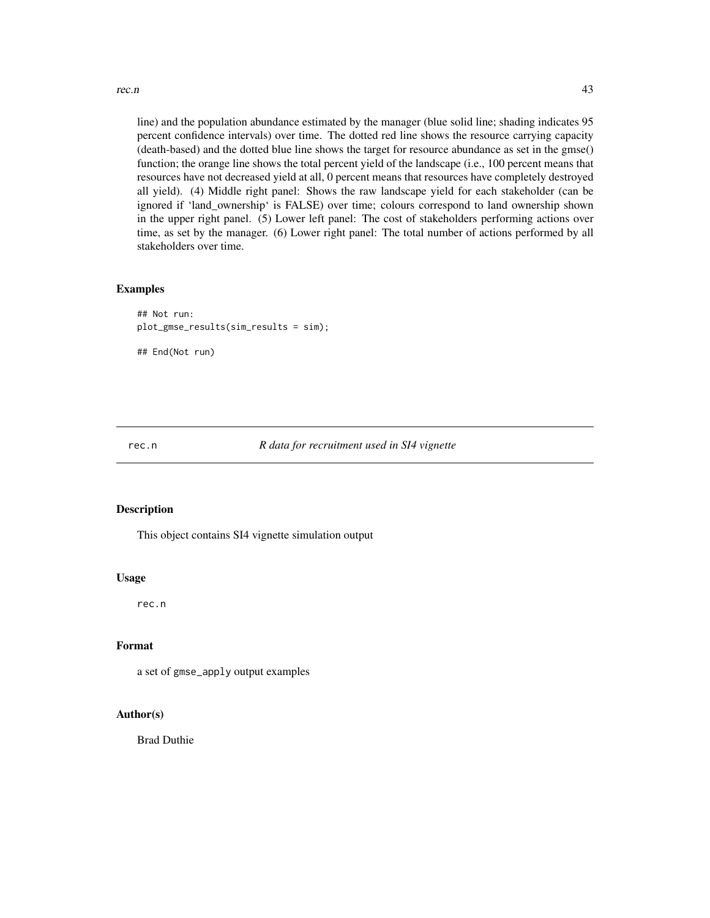line) and the population abundance estimated by the manager (blue solid line; shading indicates 95 percent confidence intervals) over time. The dotted red line shows the resource carrying capacity (death-based) and the dotted blue line shows the target for resource abundance as set in the gmse() function; the orange line shows the total percent yield of the landscape (i.e., 100 percent means that resources have not decreased yield at all, 0 percent means that resources have completely destroyed all yield). (4) Middle right panel: Shows the raw landscape yield for each stakeholder (can be ignored if 'land_ownership' is FALSE) over time; colours correspond to land ownership shown in the upper right panel. (5) Lower left panel: The cost of stakeholders performing actions over time, as set by the manager. (6) Lower right panel: The total number of actions performed by all stakeholders over time.

### Examples

```
## Not run:
plot_gmse_results(sim_results = sim);

## End(Not run)
```

---

## rec.n — *R data for recruitment used in SI4 vignette*

### Description

This object contains SI4 vignette simulation output

### Usage

```
rec.n
```

### Format

a set of `gmse_apply` output examples

### Author(s)

Brad Duthie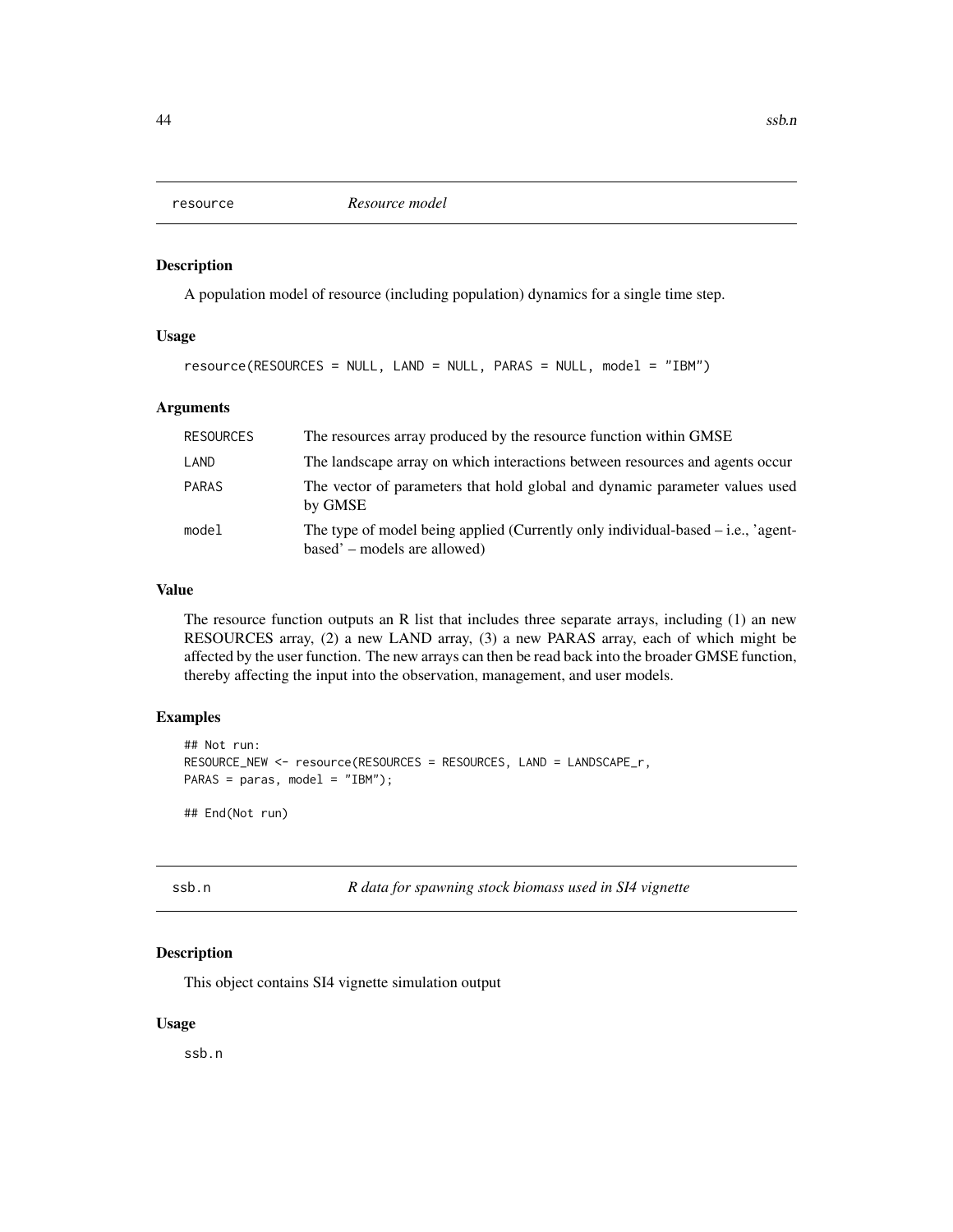## resource *Resource model*

### Description

A population model of resource (including population) dynamics for a single time step.

### Usage

```
resource(RESOURCES = NULL, LAND = NULL, PARAS = NULL, model = "IBM")
```

### Arguments

| | |
|---|---|
| RESOURCES | The resources array produced by the resource function within GMSE |
| LAND | The landscape array on which interactions between resources and agents occur |
| PARAS | The vector of parameters that hold global and dynamic parameter values used by GMSE |
| model | The type of model being applied (Currently only individual-based – i.e., 'agent-based' – models are allowed) |

### Value

The resource function outputs an R list that includes three separate arrays, including (1) an new RESOURCES array, (2) a new LAND array, (3) a new PARAS array, each of which might be affected by the user function. The new arrays can then be read back into the broader GMSE function, thereby affecting the input into the observation, management, and user models.

### Examples

```
## Not run:
RESOURCE_NEW <- resource(RESOURCES = RESOURCES, LAND = LANDSCAPE_r,
PARAS = paras, model = "IBM");

## End(Not run)
```

## ssb.n *R data for spawning stock biomass used in SI4 vignette*

### Description

This object contains SI4 vignette simulation output

### Usage

```
ssb.n
```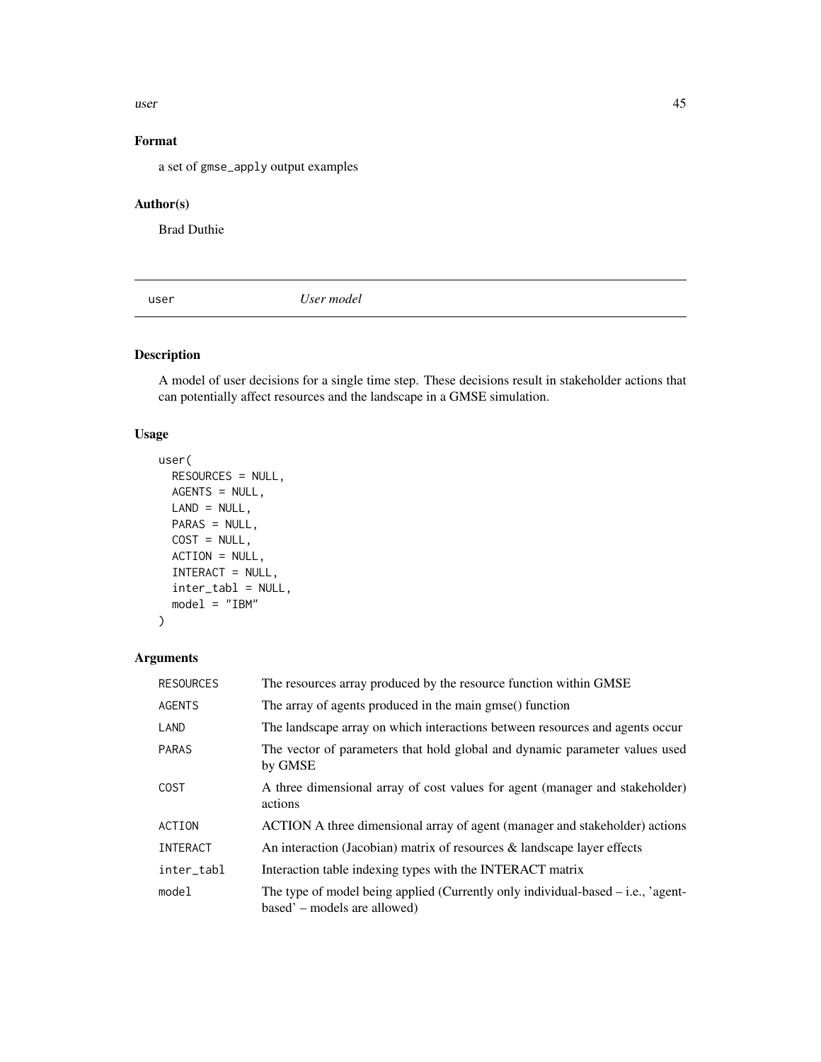### Format

a set of gmse_apply output examples

### Author(s)

Brad Duthie

---

## user &nbsp;&nbsp;&nbsp;&nbsp;&nbsp;&nbsp;&nbsp;&nbsp;&nbsp;&nbsp; *User model*

---

### Description

A model of user decisions for a single time step. These decisions result in stakeholder actions that can potentially affect resources and the landscape in a GMSE simulation.

### Usage

```
user(
  RESOURCES = NULL,
  AGENTS = NULL,
  LAND = NULL,
  PARAS = NULL,
  COST = NULL,
  ACTION = NULL,
  INTERACT = NULL,
  inter_tabl = NULL,
  model = "IBM"
)
```

### Arguments

| | |
|---|---|
| RESOURCES | The resources array produced by the resource function within GMSE |
| AGENTS | The array of agents produced in the main gmse() function |
| LAND | The landscape array on which interactions between resources and agents occur |
| PARAS | The vector of parameters that hold global and dynamic parameter values used by GMSE |
| COST | A three dimensional array of cost values for agent (manager and stakeholder) actions |
| ACTION | ACTION A three dimensional array of agent (manager and stakeholder) actions |
| INTERACT | An interaction (Jacobian) matrix of resources & landscape layer effects |
| inter_tabl | Interaction table indexing types with the INTERACT matrix |
| model | The type of model being applied (Currently only individual-based – i.e., 'agent-based' – models are allowed) |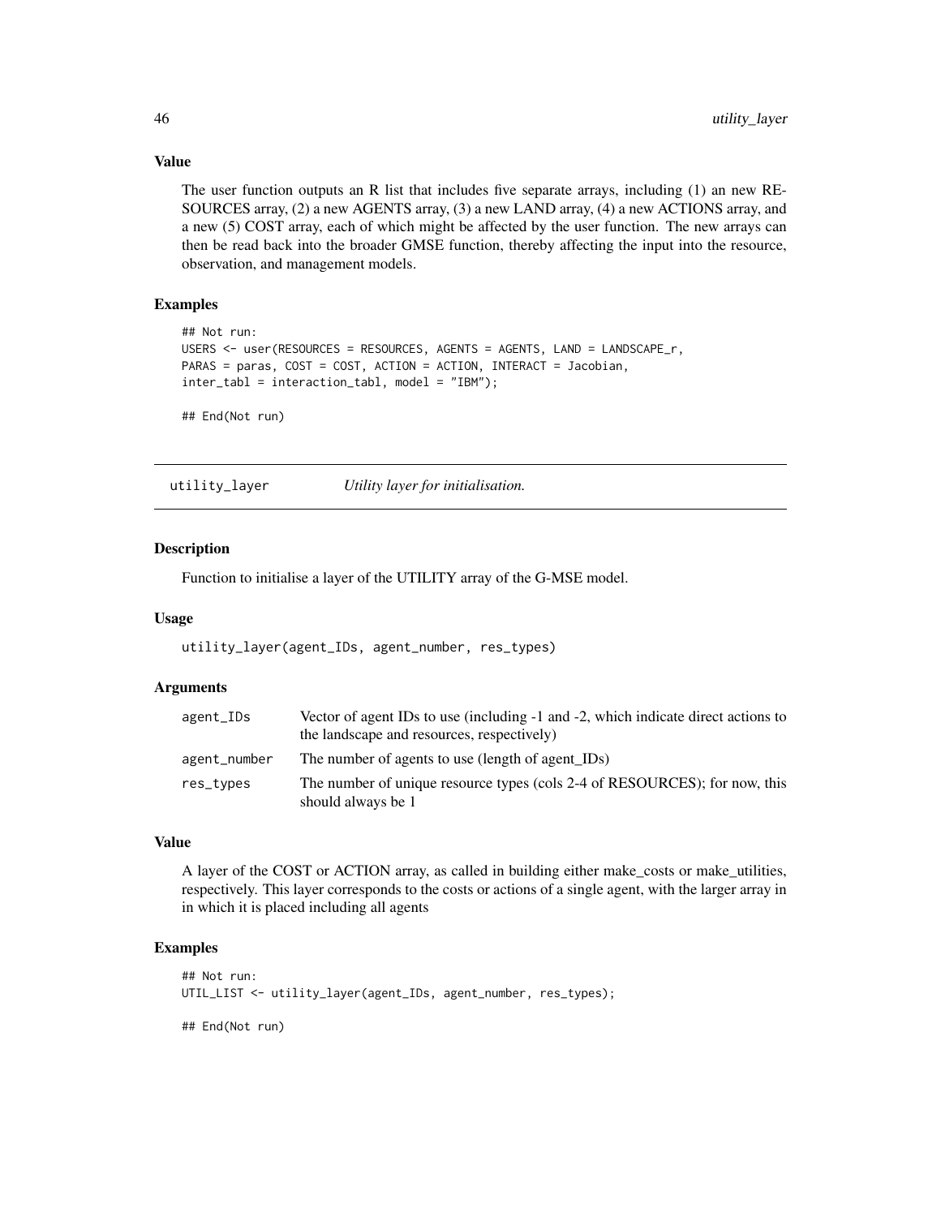### Value

The user function outputs an R list that includes five separate arrays, including (1) an new RESOURCES array, (2) a new AGENTS array, (3) a new LAND array, (4) a new ACTIONS array, and a new (5) COST array, each of which might be affected by the user function. The new arrays can then be read back into the broader GMSE function, thereby affecting the input into the resource, observation, and management models.

### Examples

```
## Not run:
USERS <- user(RESOURCES = RESOURCES, AGENTS = AGENTS, LAND = LANDSCAPE_r,
PARAS = paras, COST = COST, ACTION = ACTION, INTERACT = Jacobian,
inter_tabl = interaction_tabl, model = "IBM");

## End(Not run)
```

## utility_layer — *Utility layer for initialisation.*

### Description

Function to initialise a layer of the UTILITY array of the G-MSE model.

### Usage

```
utility_layer(agent_IDs, agent_number, res_types)
```

### Arguments

| | |
|---|---|
| agent_IDs | Vector of agent IDs to use (including -1 and -2, which indicate direct actions to the landscape and resources, respectively) |
| agent_number | The number of agents to use (length of agent_IDs) |
| res_types | The number of unique resource types (cols 2-4 of RESOURCES); for now, this should always be 1 |

### Value

A layer of the COST or ACTION array, as called in building either make_costs or make_utilities, respectively. This layer corresponds to the costs or actions of a single agent, with the larger array in in which it is placed including all agents

### Examples

```
## Not run:
UTIL_LIST <- utility_layer(agent_IDs, agent_number, res_types);

## End(Not run)
```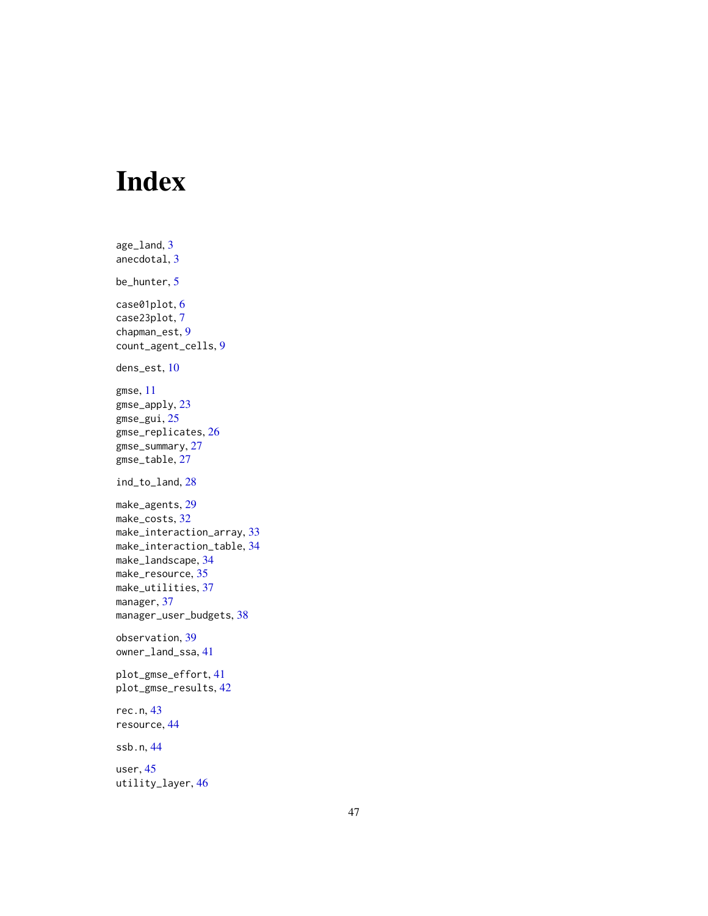# Index

age_land, 3
anecdotal, 3

be_hunter, 5

case01plot, 6
case23plot, 7
chapman_est, 9
count_agent_cells, 9

dens_est, 10

gmse, 11
gmse_apply, 23
gmse_gui, 25
gmse_replicates, 26
gmse_summary, 27
gmse_table, 27

ind_to_land, 28

make_agents, 29
make_costs, 32
make_interaction_array, 33
make_interaction_table, 34
make_landscape, 34
make_resource, 35
make_utilities, 37
manager, 37
manager_user_budgets, 38

observation, 39
owner_land_ssa, 41

plot_gmse_effort, 41
plot_gmse_results, 42

rec.n, 43
resource, 44

ssb.n, 44

user, 45
utility_layer, 46